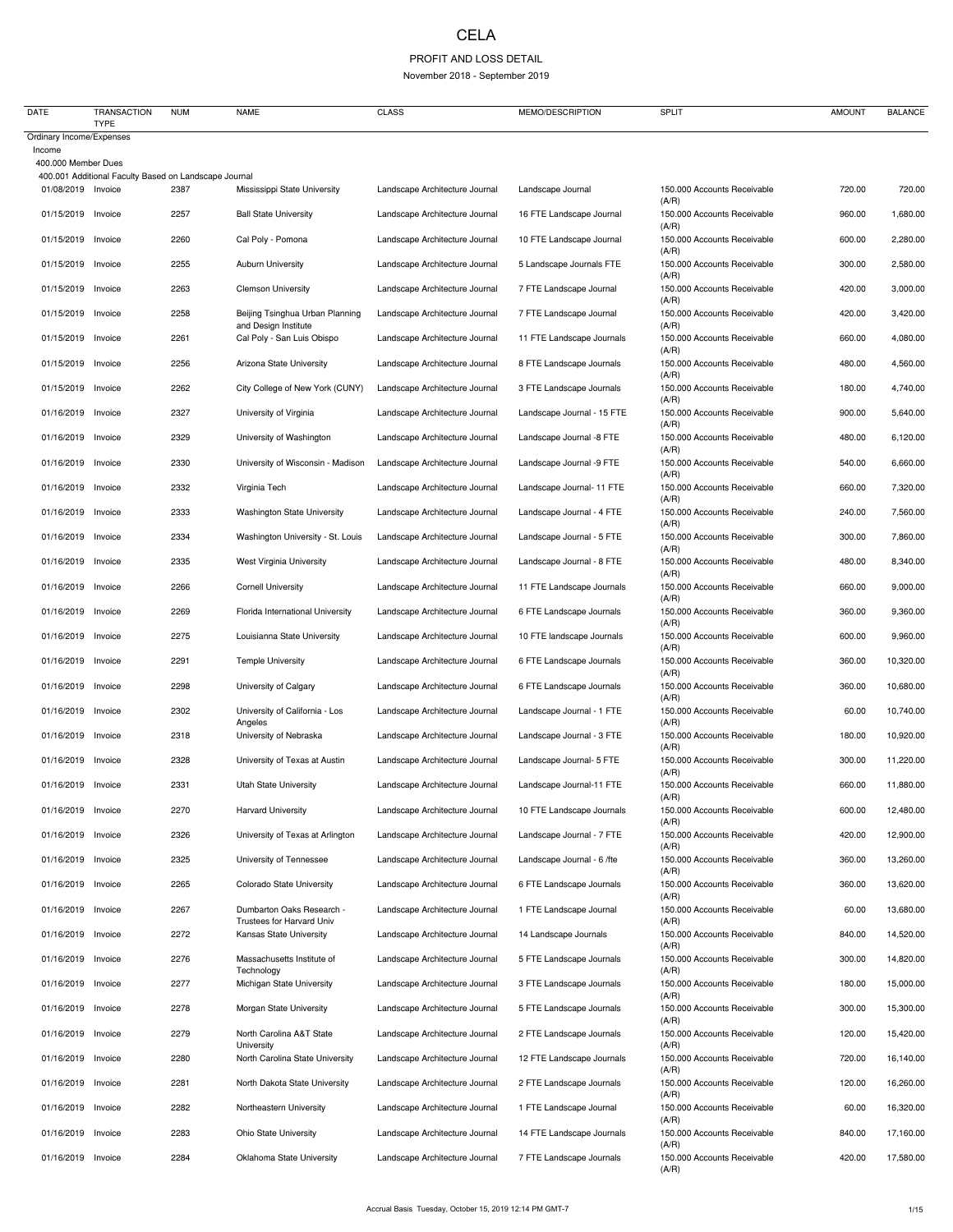# CELA

## PROFIT AND LOSS DETAIL

November 2018 - September 2019

| DATE | TRANSACTION TYPE | NUM | NAME | CLASS | MEMO/DESCRIPTION | SPLIT | AMOUNT | BALANCE |
|---|---|---|---|---|---|---|---|---|
| Ordinary Income/Expenses | | | | | | | | |
| Income | | | | | | | | |
| 400.000 Member Dues | | | | | | | | |
| 400.001 Additional Faculty Based on Landscape Journal | | | | | | | | |
| 01/08/2019 | Invoice | 2387 | Mississippi State University | Landscape Architecture Journal | Landscape Journal | 150.000 Accounts Receivable (A/R) | 720.00 | 720.00 |
| 01/15/2019 | Invoice | 2257 | Ball State University | Landscape Architecture Journal | 16 FTE Landscape Journal | 150.000 Accounts Receivable (A/R) | 960.00 | 1,680.00 |
| 01/15/2019 | Invoice | 2260 | Cal Poly - Pomona | Landscape Architecture Journal | 10 FTE Landscape Journal | 150.000 Accounts Receivable (A/R) | 600.00 | 2,280.00 |
| 01/15/2019 | Invoice | 2255 | Auburn University | Landscape Architecture Journal | 5 Landscape Journals FTE | 150.000 Accounts Receivable (A/R) | 300.00 | 2,580.00 |
| 01/15/2019 | Invoice | 2263 | Clemson University | Landscape Architecture Journal | 7 FTE Landscape Journal | 150.000 Accounts Receivable (A/R) | 420.00 | 3,000.00 |
| 01/15/2019 | Invoice | 2258 | Beijing Tsinghua Urban Planning and Design Institute | Landscape Architecture Journal | 7 FTE Landscape Journal | 150.000 Accounts Receivable (A/R) | 420.00 | 3,420.00 |
| 01/15/2019 | Invoice | 2261 | Cal Poly - San Luis Obispo | Landscape Architecture Journal | 11 FTE Landscape Journals | 150.000 Accounts Receivable (A/R) | 660.00 | 4,080.00 |
| 01/15/2019 | Invoice | 2256 | Arizona State University | Landscape Architecture Journal | 8 FTE Landscape Journals | 150.000 Accounts Receivable (A/R) | 480.00 | 4,560.00 |
| 01/15/2019 | Invoice | 2262 | City College of New York (CUNY) | Landscape Architecture Journal | 3 FTE Landscape Journals | 150.000 Accounts Receivable (A/R) | 180.00 | 4,740.00 |
| 01/16/2019 | Invoice | 2327 | University of Virginia | Landscape Architecture Journal | Landscape Journal - 15 FTE | 150.000 Accounts Receivable (A/R) | 900.00 | 5,640.00 |
| 01/16/2019 | Invoice | 2329 | University of Washington | Landscape Architecture Journal | Landscape Journal -8 FTE | 150.000 Accounts Receivable (A/R) | 480.00 | 6,120.00 |
| 01/16/2019 | Invoice | 2330 | University of Wisconsin - Madison | Landscape Architecture Journal | Landscape Journal -9 FTE | 150.000 Accounts Receivable (A/R) | 540.00 | 6,660.00 |
| 01/16/2019 | Invoice | 2332 | Virginia Tech | Landscape Architecture Journal | Landscape Journal- 11 FTE | 150.000 Accounts Receivable (A/R) | 660.00 | 7,320.00 |
| 01/16/2019 | Invoice | 2333 | Washington State University | Landscape Architecture Journal | Landscape Journal - 4 FTE | 150.000 Accounts Receivable (A/R) | 240.00 | 7,560.00 |
| 01/16/2019 | Invoice | 2334 | Washington University - St. Louis | Landscape Architecture Journal | Landscape Journal - 5 FTE | 150.000 Accounts Receivable (A/R) | 300.00 | 7,860.00 |
| 01/16/2019 | Invoice | 2335 | West Virginia University | Landscape Architecture Journal | Landscape Journal - 8 FTE | 150.000 Accounts Receivable (A/R) | 480.00 | 8,340.00 |
| 01/16/2019 | Invoice | 2266 | Cornell University | Landscape Architecture Journal | 11 FTE Landscape Journals | 150.000 Accounts Receivable (A/R) | 660.00 | 9,000.00 |
| 01/16/2019 | Invoice | 2269 | Florida International University | Landscape Architecture Journal | 6 FTE Landscape Journals | 150.000 Accounts Receivable (A/R) | 360.00 | 9,360.00 |
| 01/16/2019 | Invoice | 2275 | Louisianna State University | Landscape Architecture Journal | 10 FTE landscape Journals | 150.000 Accounts Receivable (A/R) | 600.00 | 9,960.00 |
| 01/16/2019 | Invoice | 2291 | Temple University | Landscape Architecture Journal | 6 FTE Landscape Journals | 150.000 Accounts Receivable (A/R) | 360.00 | 10,320.00 |
| 01/16/2019 | Invoice | 2298 | University of Calgary | Landscape Architecture Journal | 6 FTE Landscape Journals | 150.000 Accounts Receivable (A/R) | 360.00 | 10,680.00 |
| 01/16/2019 | Invoice | 2302 | University of California - Los Angeles | Landscape Architecture Journal | Landscape Journal - 1 FTE | 150.000 Accounts Receivable (A/R) | 60.00 | 10,740.00 |
| 01/16/2019 | Invoice | 2318 | University of Nebraska | Landscape Architecture Journal | Landscape Journal - 3 FTE | 150.000 Accounts Receivable (A/R) | 180.00 | 10,920.00 |
| 01/16/2019 | Invoice | 2328 | University of Texas at Austin | Landscape Architecture Journal | Landscape Journal- 5 FTE | 150.000 Accounts Receivable (A/R) | 300.00 | 11,220.00 |
| 01/16/2019 | Invoice | 2331 | Utah State University | Landscape Architecture Journal | Landscape Journal-11 FTE | 150.000 Accounts Receivable (A/R) | 660.00 | 11,880.00 |
| 01/16/2019 | Invoice | 2270 | Harvard University | Landscape Architecture Journal | 10 FTE Landscape Journals | 150.000 Accounts Receivable (A/R) | 600.00 | 12,480.00 |
| 01/16/2019 | Invoice | 2326 | University of Texas at Arlington | Landscape Architecture Journal | Landscape Journal - 7 FTE | 150.000 Accounts Receivable (A/R) | 420.00 | 12,900.00 |
| 01/16/2019 | Invoice | 2325 | University of Tennessee | Landscape Architecture Journal | Landscape Journal - 6 /fte | 150.000 Accounts Receivable (A/R) | 360.00 | 13,260.00 |
| 01/16/2019 | Invoice | 2265 | Colorado State University | Landscape Architecture Journal | 6 FTE Landscape Journals | 150.000 Accounts Receivable (A/R) | 360.00 | 13,620.00 |
| 01/16/2019 | Invoice | 2267 | Dumbarton Oaks Research - Trustees for Harvard Univ | Landscape Architecture Journal | 1 FTE Landscape Journal | 150.000 Accounts Receivable (A/R) | 60.00 | 13,680.00 |
| 01/16/2019 | Invoice | 2272 | Kansas State University | Landscape Architecture Journal | 14 Landscape Journals | 150.000 Accounts Receivable (A/R) | 840.00 | 14,520.00 |
| 01/16/2019 | Invoice | 2276 | Massachusetts Institute of Technology | Landscape Architecture Journal | 5 FTE Landscape Journals | 150.000 Accounts Receivable (A/R) | 300.00 | 14,820.00 |
| 01/16/2019 | Invoice | 2277 | Michigan State University | Landscape Architecture Journal | 3 FTE Landscape Journals | 150.000 Accounts Receivable (A/R) | 180.00 | 15,000.00 |
| 01/16/2019 | Invoice | 2278 | Morgan State University | Landscape Architecture Journal | 5 FTE Landscape Journals | 150.000 Accounts Receivable (A/R) | 300.00 | 15,300.00 |
| 01/16/2019 | Invoice | 2279 | North Carolina A&T State University | Landscape Architecture Journal | 2 FTE Landscape Journals | 150.000 Accounts Receivable (A/R) | 120.00 | 15,420.00 |
| 01/16/2019 | Invoice | 2280 | North Carolina State University | Landscape Architecture Journal | 12 FTE Landscape Journals | 150.000 Accounts Receivable (A/R) | 720.00 | 16,140.00 |
| 01/16/2019 | Invoice | 2281 | North Dakota State University | Landscape Architecture Journal | 2 FTE Landscape Journals | 150.000 Accounts Receivable (A/R) | 120.00 | 16,260.00 |
| 01/16/2019 | Invoice | 2282 | Northeastern University | Landscape Architecture Journal | 1 FTE Landscape Journal | 150.000 Accounts Receivable (A/R) | 60.00 | 16,320.00 |
| 01/16/2019 | Invoice | 2283 | Ohio State University | Landscape Architecture Journal | 14 FTE Landscape Journals | 150.000 Accounts Receivable (A/R) | 840.00 | 17,160.00 |
| 01/16/2019 | Invoice | 2284 | Oklahoma State University | Landscape Architecture Journal | 7 FTE Landscape Journals | 150.000 Accounts Receivable (A/R) | 420.00 | 17,580.00 |

Accrual Basis Tuesday, October 15, 2019 12:14 PM GMT-7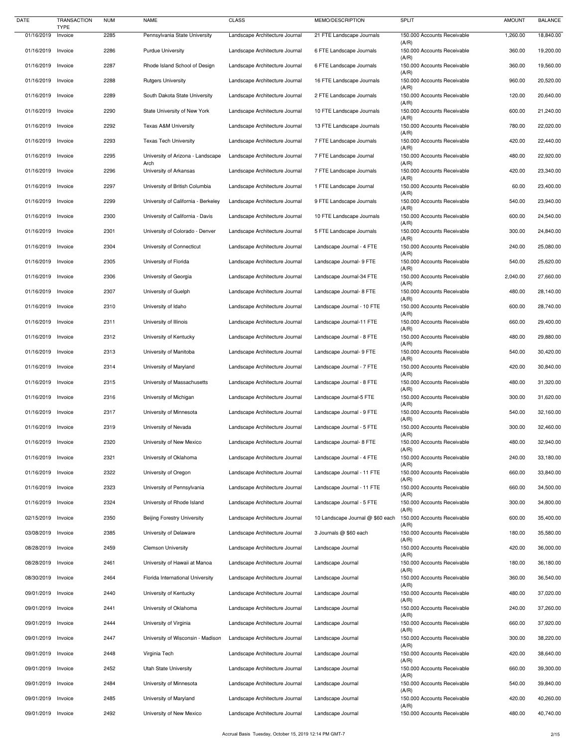| DATE | TRANSACTION TYPE | NUM | NAME | CLASS | MEMO/DESCRIPTION | SPLIT | AMOUNT | BALANCE |
|---|---|---|---|---|---|---|---|---|
| 01/16/2019 | Invoice | 2285 | Pennsylvania State University | Landscape Architecture Journal | 21 FTE Landscape Journals | 150.000 Accounts Receivable (A/R) | 1,260.00 | 18,840.00 |
| 01/16/2019 | Invoice | 2286 | Purdue University | Landscape Architecture Journal | 6 FTE Landscape Journals | 150.000 Accounts Receivable (A/R) | 360.00 | 19,200.00 |
| 01/16/2019 | Invoice | 2287 | Rhode Island School of Design | Landscape Architecture Journal | 6 FTE Landscape Journals | 150.000 Accounts Receivable (A/R) | 360.00 | 19,560.00 |
| 01/16/2019 | Invoice | 2288 | Rutgers University | Landscape Architecture Journal | 16 FTE Landscape Journals | 150.000 Accounts Receivable (A/R) | 960.00 | 20,520.00 |
| 01/16/2019 | Invoice | 2289 | South Dakota State University | Landscape Architecture Journal | 2 FTE Landscape Journals | 150.000 Accounts Receivable (A/R) | 120.00 | 20,640.00 |
| 01/16/2019 | Invoice | 2290 | State University of New York | Landscape Architecture Journal | 10 FTE Landscape Journals | 150.000 Accounts Receivable (A/R) | 600.00 | 21,240.00 |
| 01/16/2019 | Invoice | 2292 | Texas A&M University | Landscape Architecture Journal | 13 FTE Landscape Journals | 150.000 Accounts Receivable (A/R) | 780.00 | 22,020.00 |
| 01/16/2019 | Invoice | 2293 | Texas Tech University | Landscape Architecture Journal | 7 FTE Landscape Journals | 150.000 Accounts Receivable (A/R) | 420.00 | 22,440.00 |
| 01/16/2019 | Invoice | 2295 | University of Arizona - Landscape Arch | Landscape Architecture Journal | 7 FTE Landscape Journal | 150.000 Accounts Receivable (A/R) | 480.00 | 22,920.00 |
| 01/16/2019 | Invoice | 2296 | University of Arkansas | Landscape Architecture Journal | 7 FTE Landscape Journals | 150.000 Accounts Receivable (A/R) | 420.00 | 23,340.00 |
| 01/16/2019 | Invoice | 2297 | University of British Columbia | Landscape Architecture Journal | 1 FTE Landscape Journal | 150.000 Accounts Receivable (A/R) | 60.00 | 23,400.00 |
| 01/16/2019 | Invoice | 2299 | University of California - Berkeley | Landscape Architecture Journal | 9 FTE Landscape Journals | 150.000 Accounts Receivable (A/R) | 540.00 | 23,940.00 |
| 01/16/2019 | Invoice | 2300 | University of California - Davis | Landscape Architecture Journal | 10 FTE Landscape Journals | 150.000 Accounts Receivable (A/R) | 600.00 | 24,540.00 |
| 01/16/2019 | Invoice | 2301 | University of Colorado - Denver | Landscape Architecture Journal | 5 FTE Landscape Journals | 150.000 Accounts Receivable (A/R) | 300.00 | 24,840.00 |
| 01/16/2019 | Invoice | 2304 | University of Connecticut | Landscape Architecture Journal | Landscape Journal - 4 FTE | 150.000 Accounts Receivable (A/R) | 240.00 | 25,080.00 |
| 01/16/2019 | Invoice | 2305 | University of Florida | Landscape Architecture Journal | Landscape Journal- 9 FTE | 150.000 Accounts Receivable (A/R) | 540.00 | 25,620.00 |
| 01/16/2019 | Invoice | 2306 | University of Georgia | Landscape Architecture Journal | Landscape Journal-34 FTE | 150.000 Accounts Receivable (A/R) | 2,040.00 | 27,660.00 |
| 01/16/2019 | Invoice | 2307 | University of Guelph | Landscape Architecture Journal | Landscape Journal- 8 FTE | 150.000 Accounts Receivable (A/R) | 480.00 | 28,140.00 |
| 01/16/2019 | Invoice | 2310 | University of Idaho | Landscape Architecture Journal | Landscape Journal - 10 FTE | 150.000 Accounts Receivable (A/R) | 600.00 | 28,740.00 |
| 01/16/2019 | Invoice | 2311 | University of Illinois | Landscape Architecture Journal | Landscape Journal-11 FTE | 150.000 Accounts Receivable (A/R) | 660.00 | 29,400.00 |
| 01/16/2019 | Invoice | 2312 | University of Kentucky | Landscape Architecture Journal | Landscape Journal - 8 FTE | 150.000 Accounts Receivable (A/R) | 480.00 | 29,880.00 |
| 01/16/2019 | Invoice | 2313 | University of Manitoba | Landscape Architecture Journal | Landscape Journal- 9 FTE | 150.000 Accounts Receivable (A/R) | 540.00 | 30,420.00 |
| 01/16/2019 | Invoice | 2314 | University of Maryland | Landscape Architecture Journal | Landscape Journal - 7 FTE | 150.000 Accounts Receivable (A/R) | 420.00 | 30,840.00 |
| 01/16/2019 | Invoice | 2315 | University of Massachusetts | Landscape Architecture Journal | Landscape Journal - 8 FTE | 150.000 Accounts Receivable (A/R) | 480.00 | 31,320.00 |
| 01/16/2019 | Invoice | 2316 | University of Michigan | Landscape Architecture Journal | Landscape Journal-5 FTE | 150.000 Accounts Receivable (A/R) | 300.00 | 31,620.00 |
| 01/16/2019 | Invoice | 2317 | University of Minnesota | Landscape Architecture Journal | Landscape Journal - 9 FTE | 150.000 Accounts Receivable (A/R) | 540.00 | 32,160.00 |
| 01/16/2019 | Invoice | 2319 | University of Nevada | Landscape Architecture Journal | Landscape Journal - 5 FTE | 150.000 Accounts Receivable (A/R) | 300.00 | 32,460.00 |
| 01/16/2019 | Invoice | 2320 | University of New Mexico | Landscape Architecture Journal | Landscape Journal- 8 FTE | 150.000 Accounts Receivable (A/R) | 480.00 | 32,940.00 |
| 01/16/2019 | Invoice | 2321 | University of Oklahoma | Landscape Architecture Journal | Landscape Journal - 4 FTE | 150.000 Accounts Receivable (A/R) | 240.00 | 33,180.00 |
| 01/16/2019 | Invoice | 2322 | University of Oregon | Landscape Architecture Journal | Landscape Journal - 11 FTE | 150.000 Accounts Receivable (A/R) | 660.00 | 33,840.00 |
| 01/16/2019 | Invoice | 2323 | University of Pennsylvania | Landscape Architecture Journal | Landscape Journal - 11 FTE | 150.000 Accounts Receivable (A/R) | 660.00 | 34,500.00 |
| 01/16/2019 | Invoice | 2324 | University of Rhode Island | Landscape Architecture Journal | Landscape Journal - 5 FTE | 150.000 Accounts Receivable (A/R) | 300.00 | 34,800.00 |
| 02/15/2019 | Invoice | 2350 | Beijing Forestry University | Landscape Architecture Journal | 10 Landscape Journal @ $60 each | 150.000 Accounts Receivable (A/R) | 600.00 | 35,400.00 |
| 03/08/2019 | Invoice | 2385 | University of Delaware | Landscape Architecture Journal | 3 Journals @ $60 each | 150.000 Accounts Receivable (A/R) | 180.00 | 35,580.00 |
| 08/28/2019 | Invoice | 2459 | Clemson University | Landscape Architecture Journal | Landscape Journal | 150.000 Accounts Receivable (A/R) | 420.00 | 36,000.00 |
| 08/28/2019 | Invoice | 2461 | University of Hawaii at Manoa | Landscape Architecture Journal | Landscape Journal | 150.000 Accounts Receivable (A/R) | 180.00 | 36,180.00 |
| 08/30/2019 | Invoice | 2464 | Florida International University | Landscape Architecture Journal | Landscape Journal | 150.000 Accounts Receivable (A/R) | 360.00 | 36,540.00 |
| 09/01/2019 | Invoice | 2440 | University of Kentucky | Landscape Architecture Journal | Landscape Journal | 150.000 Accounts Receivable (A/R) | 480.00 | 37,020.00 |
| 09/01/2019 | Invoice | 2441 | University of Oklahoma | Landscape Architecture Journal | Landscape Journal | 150.000 Accounts Receivable (A/R) | 240.00 | 37,260.00 |
| 09/01/2019 | Invoice | 2444 | University of Virginia | Landscape Architecture Journal | Landscape Journal | 150.000 Accounts Receivable (A/R) | 660.00 | 37,920.00 |
| 09/01/2019 | Invoice | 2447 | University of Wisconsin - Madison | Landscape Architecture Journal | Landscape Journal | 150.000 Accounts Receivable (A/R) | 300.00 | 38,220.00 |
| 09/01/2019 | Invoice | 2448 | Virginia Tech | Landscape Architecture Journal | Landscape Journal | 150.000 Accounts Receivable (A/R) | 420.00 | 38,640.00 |
| 09/01/2019 | Invoice | 2452 | Utah State University | Landscape Architecture Journal | Landscape Journal | 150.000 Accounts Receivable (A/R) | 660.00 | 39,300.00 |
| 09/01/2019 | Invoice | 2484 | University of Minnesota | Landscape Architecture Journal | Landscape Journal | 150.000 Accounts Receivable (A/R) | 540.00 | 39,840.00 |
| 09/01/2019 | Invoice | 2485 | University of Maryland | Landscape Architecture Journal | Landscape Journal | 150.000 Accounts Receivable (A/R) | 420.00 | 40,260.00 |
| 09/01/2019 | Invoice | 2492 | University of New Mexico | Landscape Architecture Journal | Landscape Journal | 150.000 Accounts Receivable | 480.00 | 40,740.00 |

Accrual Basis Tuesday, October 15, 2019 12:14 PM GMT-7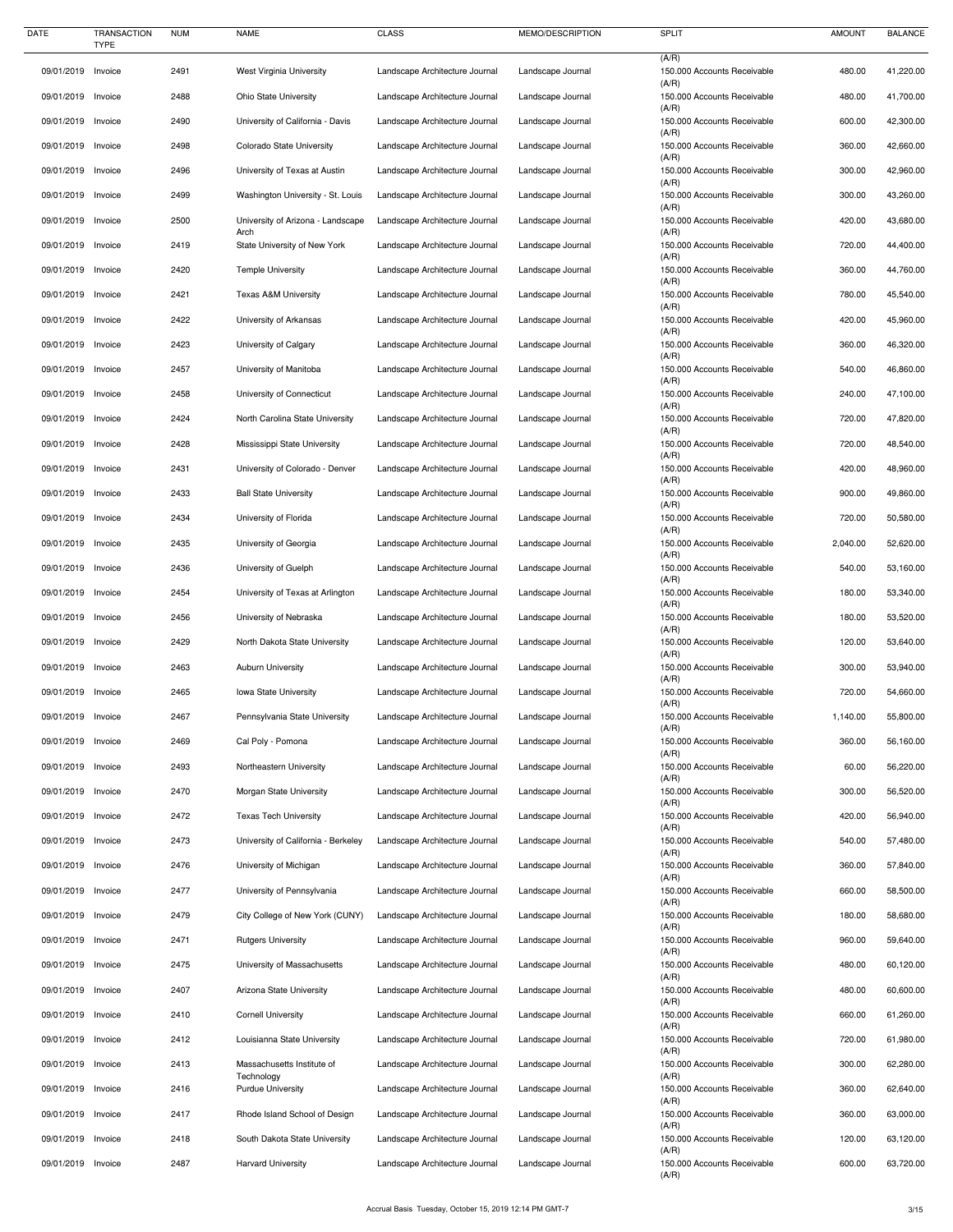| DATE | TRANSACTION TYPE | NUM | NAME | CLASS | MEMO/DESCRIPTION | SPLIT | AMOUNT | BALANCE |
|---|---|---|---|---|---|---|---|---|
| | | | | | | (A/R) | | |
| 09/01/2019 | Invoice | 2491 | West Virginia University | Landscape Architecture Journal | Landscape Journal | 150.000 Accounts Receivable (A/R) | 480.00 | 41,220.00 |
| 09/01/2019 | Invoice | 2488 | Ohio State University | Landscape Architecture Journal | Landscape Journal | 150.000 Accounts Receivable (A/R) | 480.00 | 41,700.00 |
| 09/01/2019 | Invoice | 2490 | University of California - Davis | Landscape Architecture Journal | Landscape Journal | 150.000 Accounts Receivable (A/R) | 600.00 | 42,300.00 |
| 09/01/2019 | Invoice | 2498 | Colorado State University | Landscape Architecture Journal | Landscape Journal | 150.000 Accounts Receivable (A/R) | 360.00 | 42,660.00 |
| 09/01/2019 | Invoice | 2496 | University of Texas at Austin | Landscape Architecture Journal | Landscape Journal | 150.000 Accounts Receivable (A/R) | 300.00 | 42,960.00 |
| 09/01/2019 | Invoice | 2499 | Washington University - St. Louis | Landscape Architecture Journal | Landscape Journal | 150.000 Accounts Receivable (A/R) | 300.00 | 43,260.00 |
| 09/01/2019 | Invoice | 2500 | University of Arizona - Landscape Arch | Landscape Architecture Journal | Landscape Journal | 150.000 Accounts Receivable (A/R) | 420.00 | 43,680.00 |
| 09/01/2019 | Invoice | 2419 | State University of New York | Landscape Architecture Journal | Landscape Journal | 150.000 Accounts Receivable (A/R) | 720.00 | 44,400.00 |
| 09/01/2019 | Invoice | 2420 | Temple University | Landscape Architecture Journal | Landscape Journal | 150.000 Accounts Receivable (A/R) | 360.00 | 44,760.00 |
| 09/01/2019 | Invoice | 2421 | Texas A&M University | Landscape Architecture Journal | Landscape Journal | 150.000 Accounts Receivable (A/R) | 780.00 | 45,540.00 |
| 09/01/2019 | Invoice | 2422 | University of Arkansas | Landscape Architecture Journal | Landscape Journal | 150.000 Accounts Receivable (A/R) | 420.00 | 45,960.00 |
| 09/01/2019 | Invoice | 2423 | University of Calgary | Landscape Architecture Journal | Landscape Journal | 150.000 Accounts Receivable (A/R) | 360.00 | 46,320.00 |
| 09/01/2019 | Invoice | 2457 | University of Manitoba | Landscape Architecture Journal | Landscape Journal | 150.000 Accounts Receivable (A/R) | 540.00 | 46,860.00 |
| 09/01/2019 | Invoice | 2458 | University of Connecticut | Landscape Architecture Journal | Landscape Journal | 150.000 Accounts Receivable (A/R) | 240.00 | 47,100.00 |
| 09/01/2019 | Invoice | 2424 | North Carolina State University | Landscape Architecture Journal | Landscape Journal | 150.000 Accounts Receivable (A/R) | 720.00 | 47,820.00 |
| 09/01/2019 | Invoice | 2428 | Mississippi State University | Landscape Architecture Journal | Landscape Journal | 150.000 Accounts Receivable (A/R) | 720.00 | 48,540.00 |
| 09/01/2019 | Invoice | 2431 | University of Colorado - Denver | Landscape Architecture Journal | Landscape Journal | 150.000 Accounts Receivable (A/R) | 420.00 | 48,960.00 |
| 09/01/2019 | Invoice | 2433 | Ball State University | Landscape Architecture Journal | Landscape Journal | 150.000 Accounts Receivable (A/R) | 900.00 | 49,860.00 |
| 09/01/2019 | Invoice | 2434 | University of Florida | Landscape Architecture Journal | Landscape Journal | 150.000 Accounts Receivable (A/R) | 720.00 | 50,580.00 |
| 09/01/2019 | Invoice | 2435 | University of Georgia | Landscape Architecture Journal | Landscape Journal | 150.000 Accounts Receivable (A/R) | 2,040.00 | 52,620.00 |
| 09/01/2019 | Invoice | 2436 | University of Guelph | Landscape Architecture Journal | Landscape Journal | 150.000 Accounts Receivable (A/R) | 540.00 | 53,160.00 |
| 09/01/2019 | Invoice | 2454 | University of Texas at Arlington | Landscape Architecture Journal | Landscape Journal | 150.000 Accounts Receivable (A/R) | 180.00 | 53,340.00 |
| 09/01/2019 | Invoice | 2456 | University of Nebraska | Landscape Architecture Journal | Landscape Journal | 150.000 Accounts Receivable (A/R) | 180.00 | 53,520.00 |
| 09/01/2019 | Invoice | 2429 | North Dakota State University | Landscape Architecture Journal | Landscape Journal | 150.000 Accounts Receivable (A/R) | 120.00 | 53,640.00 |
| 09/01/2019 | Invoice | 2463 | Auburn University | Landscape Architecture Journal | Landscape Journal | 150.000 Accounts Receivable (A/R) | 300.00 | 53,940.00 |
| 09/01/2019 | Invoice | 2465 | Iowa State University | Landscape Architecture Journal | Landscape Journal | 150.000 Accounts Receivable (A/R) | 720.00 | 54,660.00 |
| 09/01/2019 | Invoice | 2467 | Pennsylvania State University | Landscape Architecture Journal | Landscape Journal | 150.000 Accounts Receivable (A/R) | 1,140.00 | 55,800.00 |
| 09/01/2019 | Invoice | 2469 | Cal Poly - Pomona | Landscape Architecture Journal | Landscape Journal | 150.000 Accounts Receivable (A/R) | 360.00 | 56,160.00 |
| 09/01/2019 | Invoice | 2493 | Northeastern University | Landscape Architecture Journal | Landscape Journal | 150.000 Accounts Receivable (A/R) | 60.00 | 56,220.00 |
| 09/01/2019 | Invoice | 2470 | Morgan State University | Landscape Architecture Journal | Landscape Journal | 150.000 Accounts Receivable (A/R) | 300.00 | 56,520.00 |
| 09/01/2019 | Invoice | 2472 | Texas Tech University | Landscape Architecture Journal | Landscape Journal | 150.000 Accounts Receivable (A/R) | 420.00 | 56,940.00 |
| 09/01/2019 | Invoice | 2473 | University of California - Berkeley | Landscape Architecture Journal | Landscape Journal | 150.000 Accounts Receivable (A/R) | 540.00 | 57,480.00 |
| 09/01/2019 | Invoice | 2476 | University of Michigan | Landscape Architecture Journal | Landscape Journal | 150.000 Accounts Receivable (A/R) | 360.00 | 57,840.00 |
| 09/01/2019 | Invoice | 2477 | University of Pennsylvania | Landscape Architecture Journal | Landscape Journal | 150.000 Accounts Receivable (A/R) | 660.00 | 58,500.00 |
| 09/01/2019 | Invoice | 2479 | City College of New York (CUNY) | Landscape Architecture Journal | Landscape Journal | 150.000 Accounts Receivable (A/R) | 180.00 | 58,680.00 |
| 09/01/2019 | Invoice | 2471 | Rutgers University | Landscape Architecture Journal | Landscape Journal | 150.000 Accounts Receivable (A/R) | 960.00 | 59,640.00 |
| 09/01/2019 | Invoice | 2475 | University of Massachusetts | Landscape Architecture Journal | Landscape Journal | 150.000 Accounts Receivable (A/R) | 480.00 | 60,120.00 |
| 09/01/2019 | Invoice | 2407 | Arizona State University | Landscape Architecture Journal | Landscape Journal | 150.000 Accounts Receivable (A/R) | 480.00 | 60,600.00 |
| 09/01/2019 | Invoice | 2410 | Cornell University | Landscape Architecture Journal | Landscape Journal | 150.000 Accounts Receivable (A/R) | 660.00 | 61,260.00 |
| 09/01/2019 | Invoice | 2412 | Louisianna State University | Landscape Architecture Journal | Landscape Journal | 150.000 Accounts Receivable (A/R) | 720.00 | 61,980.00 |
| 09/01/2019 | Invoice | 2413 | Massachusetts Institute of Technology | Landscape Architecture Journal | Landscape Journal | 150.000 Accounts Receivable (A/R) | 300.00 | 62,280.00 |
| 09/01/2019 | Invoice | 2416 | Purdue University | Landscape Architecture Journal | Landscape Journal | 150.000 Accounts Receivable (A/R) | 360.00 | 62,640.00 |
| 09/01/2019 | Invoice | 2417 | Rhode Island School of Design | Landscape Architecture Journal | Landscape Journal | 150.000 Accounts Receivable (A/R) | 360.00 | 63,000.00 |
| 09/01/2019 | Invoice | 2418 | South Dakota State University | Landscape Architecture Journal | Landscape Journal | 150.000 Accounts Receivable (A/R) | 120.00 | 63,120.00 |
| 09/01/2019 | Invoice | 2487 | Harvard University | Landscape Architecture Journal | Landscape Journal | 150.000 Accounts Receivable (A/R) | 600.00 | 63,720.00 |

Accrual Basis Tuesday, October 15, 2019 12:14 PM GMT-7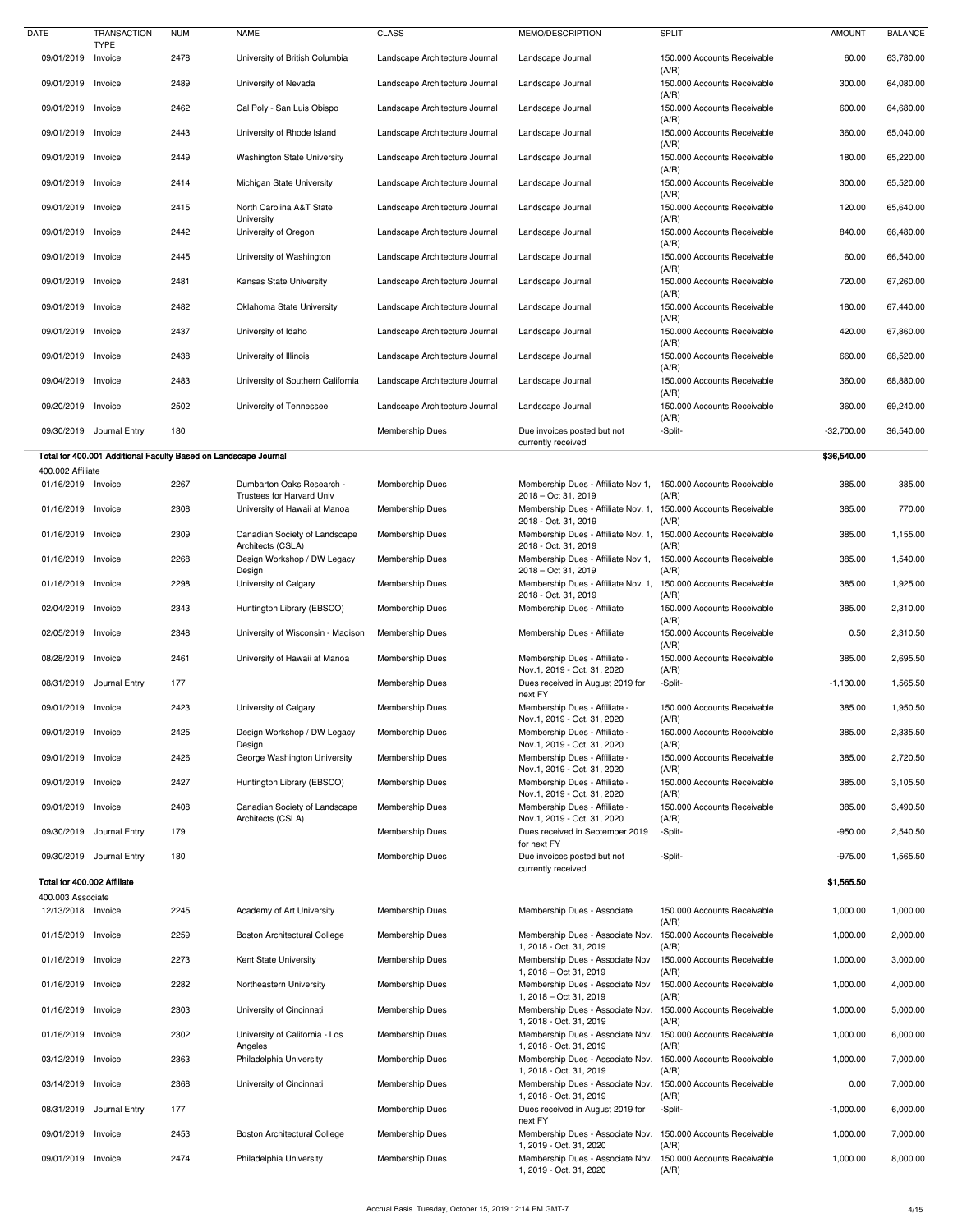| DATE | TRANSACTION TYPE | NUM | NAME | CLASS | MEMO/DESCRIPTION | SPLIT | AMOUNT | BALANCE |
|---|---|---|---|---|---|---|---|---|
| 09/01/2019 | Invoice | 2478 | University of British Columbia | Landscape Architecture Journal | Landscape Journal | 150.000 Accounts Receivable (A/R) | 60.00 | 63,780.00 |
| 09/01/2019 | Invoice | 2489 | University of Nevada | Landscape Architecture Journal | Landscape Journal | 150.000 Accounts Receivable (A/R) | 300.00 | 64,080.00 |
| 09/01/2019 | Invoice | 2462 | Cal Poly - San Luis Obispo | Landscape Architecture Journal | Landscape Journal | 150.000 Accounts Receivable (A/R) | 600.00 | 64,680.00 |
| 09/01/2019 | Invoice | 2443 | University of Rhode Island | Landscape Architecture Journal | Landscape Journal | 150.000 Accounts Receivable (A/R) | 360.00 | 65,040.00 |
| 09/01/2019 | Invoice | 2449 | Washington State University | Landscape Architecture Journal | Landscape Journal | 150.000 Accounts Receivable (A/R) | 180.00 | 65,220.00 |
| 09/01/2019 | Invoice | 2414 | Michigan State University | Landscape Architecture Journal | Landscape Journal | 150.000 Accounts Receivable (A/R) | 300.00 | 65,520.00 |
| 09/01/2019 | Invoice | 2415 | North Carolina A&T State University | Landscape Architecture Journal | Landscape Journal | 150.000 Accounts Receivable (A/R) | 120.00 | 65,640.00 |
| 09/01/2019 | Invoice | 2442 | University of Oregon | Landscape Architecture Journal | Landscape Journal | 150.000 Accounts Receivable (A/R) | 840.00 | 66,480.00 |
| 09/01/2019 | Invoice | 2445 | University of Washington | Landscape Architecture Journal | Landscape Journal | 150.000 Accounts Receivable (A/R) | 60.00 | 66,540.00 |
| 09/01/2019 | Invoice | 2481 | Kansas State University | Landscape Architecture Journal | Landscape Journal | 150.000 Accounts Receivable (A/R) | 720.00 | 67,260.00 |
| 09/01/2019 | Invoice | 2482 | Oklahoma State University | Landscape Architecture Journal | Landscape Journal | 150.000 Accounts Receivable (A/R) | 180.00 | 67,440.00 |
| 09/01/2019 | Invoice | 2437 | University of Idaho | Landscape Architecture Journal | Landscape Journal | 150.000 Accounts Receivable (A/R) | 420.00 | 67,860.00 |
| 09/01/2019 | Invoice | 2438 | University of Illinois | Landscape Architecture Journal | Landscape Journal | 150.000 Accounts Receivable (A/R) | 660.00 | 68,520.00 |
| 09/04/2019 | Invoice | 2483 | University of Southern California | Landscape Architecture Journal | Landscape Journal | 150.000 Accounts Receivable (A/R) | 360.00 | 68,880.00 |
| 09/20/2019 | Invoice | 2502 | University of Tennessee | Landscape Architecture Journal | Landscape Journal | 150.000 Accounts Receivable (A/R) | 360.00 | 69,240.00 |
| 09/30/2019 | Journal Entry | 180 | | Membership Dues | Due invoices posted but not currently received | -Split- | -32,700.00 | 36,540.00 |
| **Total for 400.001 Additional Faculty Based on Landscape Journal** | | | | | | | **$36,540.00** | |
| 400.002 Affiliate | | | | | | | | |
| 01/16/2019 | Invoice | 2267 | Dumbarton Oaks Research - Trustees for Harvard Univ | Membership Dues | Membership Dues - Affiliate Nov 1, 2018 – Oct 31, 2019 | 150.000 Accounts Receivable (A/R) | 385.00 | 385.00 |
| 01/16/2019 | Invoice | 2308 | University of Hawaii at Manoa | Membership Dues | Membership Dues - Affiliate Nov. 1, 2018 - Oct. 31, 2019 | 150.000 Accounts Receivable (A/R) | 385.00 | 770.00 |
| 01/16/2019 | Invoice | 2309 | Canadian Society of Landscape Architects (CSLA) | Membership Dues | Membership Dues - Affiliate Nov. 1, 2018 - Oct. 31, 2019 | 150.000 Accounts Receivable (A/R) | 385.00 | 1,155.00 |
| 01/16/2019 | Invoice | 2268 | Design Workshop / DW Legacy Design | Membership Dues | Membership Dues - Affiliate Nov 1, 2018 – Oct 31, 2019 | 150.000 Accounts Receivable (A/R) | 385.00 | 1,540.00 |
| 01/16/2019 | Invoice | 2298 | University of Calgary | Membership Dues | Membership Dues - Affiliate Nov. 1, 2018 - Oct. 31, 2019 | 150.000 Accounts Receivable (A/R) | 385.00 | 1,925.00 |
| 02/04/2019 | Invoice | 2343 | Huntington Library (EBSCO) | Membership Dues | Membership Dues - Affiliate | 150.000 Accounts Receivable (A/R) | 385.00 | 2,310.00 |
| 02/05/2019 | Invoice | 2348 | University of Wisconsin - Madison | Membership Dues | Membership Dues - Affiliate | 150.000 Accounts Receivable (A/R) | 0.50 | 2,310.50 |
| 08/28/2019 | Invoice | 2461 | University of Hawaii at Manoa | Membership Dues | Membership Dues - Affiliate - Nov.1, 2019 - Oct. 31, 2020 | 150.000 Accounts Receivable (A/R) | 385.00 | 2,695.50 |
| 08/31/2019 | Journal Entry | 177 | | Membership Dues | Dues received in August 2019 for next FY | -Split- | -1,130.00 | 1,565.50 |
| 09/01/2019 | Invoice | 2423 | University of Calgary | Membership Dues | Membership Dues - Affiliate - Nov.1, 2019 - Oct. 31, 2020 | 150.000 Accounts Receivable (A/R) | 385.00 | 1,950.50 |
| 09/01/2019 | Invoice | 2425 | Design Workshop / DW Legacy Design | Membership Dues | Membership Dues - Affiliate - Nov.1, 2019 - Oct. 31, 2020 | 150.000 Accounts Receivable (A/R) | 385.00 | 2,335.50 |
| 09/01/2019 | Invoice | 2426 | George Washington University | Membership Dues | Membership Dues - Affiliate - Nov.1, 2019 - Oct. 31, 2020 | 150.000 Accounts Receivable (A/R) | 385.00 | 2,720.50 |
| 09/01/2019 | Invoice | 2427 | Huntington Library (EBSCO) | Membership Dues | Membership Dues - Affiliate - Nov.1, 2019 - Oct. 31, 2020 | 150.000 Accounts Receivable (A/R) | 385.00 | 3,105.50 |
| 09/01/2019 | Invoice | 2408 | Canadian Society of Landscape Architects (CSLA) | Membership Dues | Membership Dues - Affiliate - Nov.1, 2019 - Oct. 31, 2020 | 150.000 Accounts Receivable (A/R) | 385.00 | 3,490.50 |
| 09/30/2019 | Journal Entry | 179 | | Membership Dues | Dues received in September 2019 for next FY | -Split- | -950.00 | 2,540.50 |
| 09/30/2019 | Journal Entry | 180 | | Membership Dues | Due invoices posted but not currently received | -Split- | -975.00 | 1,565.50 |
| **Total for 400.002 Affiliate** | | | | | | | **$1,565.50** | |
| 400.003 Associate | | | | | | | | |
| 12/13/2018 | Invoice | 2245 | Academy of Art University | Membership Dues | Membership Dues - Associate | 150.000 Accounts Receivable (A/R) | 1,000.00 | 1,000.00 |
| 01/15/2019 | Invoice | 2259 | Boston Architectural College | Membership Dues | Membership Dues - Associate Nov. 1, 2018 - Oct. 31, 2019 | 150.000 Accounts Receivable (A/R) | 1,000.00 | 2,000.00 |
| 01/16/2019 | Invoice | 2273 | Kent State University | Membership Dues | Membership Dues - Associate Nov 1, 2018 – Oct 31, 2019 | 150.000 Accounts Receivable (A/R) | 1,000.00 | 3,000.00 |
| 01/16/2019 | Invoice | 2282 | Northeastern University | Membership Dues | Membership Dues - Associate Nov 1, 2018 – Oct 31, 2019 | 150.000 Accounts Receivable (A/R) | 1,000.00 | 4,000.00 |
| 01/16/2019 | Invoice | 2303 | University of Cincinnati | Membership Dues | Membership Dues - Associate Nov. 1, 2018 - Oct. 31, 2019 | 150.000 Accounts Receivable (A/R) | 1,000.00 | 5,000.00 |
| 01/16/2019 | Invoice | 2302 | University of California - Los Angeles | Membership Dues | Membership Dues - Associate Nov. 1, 2018 - Oct. 31, 2019 | 150.000 Accounts Receivable (A/R) | 1,000.00 | 6,000.00 |
| 03/12/2019 | Invoice | 2363 | Philadelphia University | Membership Dues | Membership Dues - Associate Nov. 1, 2018 - Oct. 31, 2019 | 150.000 Accounts Receivable (A/R) | 1,000.00 | 7,000.00 |
| 03/14/2019 | Invoice | 2368 | University of Cincinnati | Membership Dues | Membership Dues - Associate Nov. 1, 2018 - Oct. 31, 2019 | 150.000 Accounts Receivable (A/R) | 0.00 | 7,000.00 |
| 08/31/2019 | Journal Entry | 177 | | Membership Dues | Dues received in August 2019 for next FY | -Split- | -1,000.00 | 6,000.00 |
| 09/01/2019 | Invoice | 2453 | Boston Architectural College | Membership Dues | Membership Dues - Associate Nov. 1, 2019 - Oct. 31, 2020 | 150.000 Accounts Receivable (A/R) | 1,000.00 | 7,000.00 |
| 09/01/2019 | Invoice | 2474 | Philadelphia University | Membership Dues | Membership Dues - Associate Nov. 1, 2019 - Oct. 31, 2020 | 150.000 Accounts Receivable (A/R) | 1,000.00 | 8,000.00 |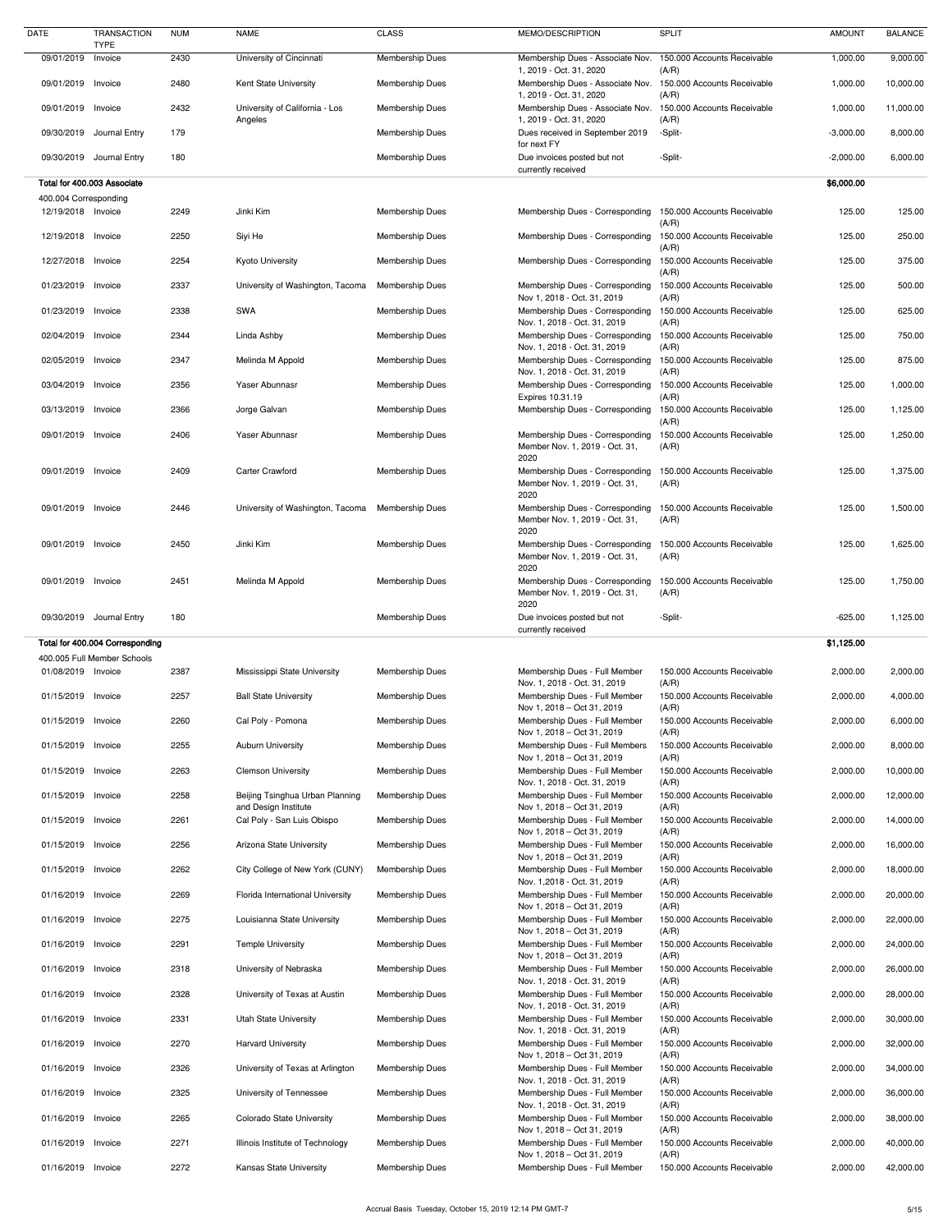| DATE | TRANSACTION TYPE | NUM | NAME | CLASS | MEMO/DESCRIPTION | SPLIT | AMOUNT | BALANCE |
|---|---|---|---|---|---|---|---|---|
| 09/01/2019 | Invoice | 2430 | University of Cincinnati | Membership Dues | Membership Dues - Associate Nov. 1, 2019 - Oct. 31, 2020 | 150.000 Accounts Receivable (A/R) | 1,000.00 | 9,000.00 |
| 09/01/2019 | Invoice | 2480 | Kent State University | Membership Dues | Membership Dues - Associate Nov. 1, 2019 - Oct. 31, 2020 | 150.000 Accounts Receivable (A/R) | 1,000.00 | 10,000.00 |
| 09/01/2019 | Invoice | 2432 | University of California - Los Angeles | Membership Dues | Membership Dues - Associate Nov. 1, 2019 - Oct. 31, 2020 | 150.000 Accounts Receivable (A/R) | 1,000.00 | 11,000.00 |
| 09/30/2019 | Journal Entry | 179 | | Membership Dues | Dues received in September 2019 for next FY | -Split- | -3,000.00 | 8,000.00 |
| 09/30/2019 | Journal Entry | 180 | | Membership Dues | Due invoices posted but not currently received | -Split- | -2,000.00 | 6,000.00 |
| **Total for 400.003 Associate** | | | | | | | **$6,000.00** | |
| 400.004 Corresponding | | | | | | | | |
| 12/19/2018 | Invoice | 2249 | Jinki Kim | Membership Dues | Membership Dues - Corresponding | 150.000 Accounts Receivable (A/R) | 125.00 | 125.00 |
| 12/19/2018 | Invoice | 2250 | Siyi He | Membership Dues | Membership Dues - Corresponding | 150.000 Accounts Receivable (A/R) | 125.00 | 250.00 |
| 12/27/2018 | Invoice | 2254 | Kyoto University | Membership Dues | Membership Dues - Corresponding | 150.000 Accounts Receivable (A/R) | 125.00 | 375.00 |
| 01/23/2019 | Invoice | 2337 | University of Washington, Tacoma | Membership Dues | Membership Dues - Corresponding Nov 1, 2018 - Oct. 31, 2019 | 150.000 Accounts Receivable (A/R) | 125.00 | 500.00 |
| 01/23/2019 | Invoice | 2338 | SWA | Membership Dues | Membership Dues - Corresponding Nov. 1, 2018 - Oct. 31, 2019 | 150.000 Accounts Receivable (A/R) | 125.00 | 625.00 |
| 02/04/2019 | Invoice | 2344 | Linda Ashby | Membership Dues | Membership Dues - Corresponding Nov. 1, 2018 - Oct. 31, 2019 | 150.000 Accounts Receivable (A/R) | 125.00 | 750.00 |
| 02/05/2019 | Invoice | 2347 | Melinda M Appold | Membership Dues | Membership Dues - Corresponding Nov. 1, 2018 - Oct. 31, 2019 | 150.000 Accounts Receivable (A/R) | 125.00 | 875.00 |
| 03/04/2019 | Invoice | 2356 | Yaser Abunnasr | Membership Dues | Membership Dues - Corresponding Expires 10.31.19 | 150.000 Accounts Receivable (A/R) | 125.00 | 1,000.00 |
| 03/13/2019 | Invoice | 2366 | Jorge Galvan | Membership Dues | Membership Dues - Corresponding | 150.000 Accounts Receivable (A/R) | 125.00 | 1,125.00 |
| 09/01/2019 | Invoice | 2406 | Yaser Abunnasr | Membership Dues | Membership Dues - Corresponding Member Nov. 1, 2019 - Oct. 31, 2020 | 150.000 Accounts Receivable (A/R) | 125.00 | 1,250.00 |
| 09/01/2019 | Invoice | 2409 | Carter Crawford | Membership Dues | Membership Dues - Corresponding Member Nov. 1, 2019 - Oct. 31, 2020 | 150.000 Accounts Receivable (A/R) | 125.00 | 1,375.00 |
| 09/01/2019 | Invoice | 2446 | University of Washington, Tacoma | Membership Dues | Membership Dues - Corresponding Member Nov. 1, 2019 - Oct. 31, 2020 | 150.000 Accounts Receivable (A/R) | 125.00 | 1,500.00 |
| 09/01/2019 | Invoice | 2450 | Jinki Kim | Membership Dues | Membership Dues - Corresponding Member Nov. 1, 2019 - Oct. 31, 2020 | 150.000 Accounts Receivable (A/R) | 125.00 | 1,625.00 |
| 09/01/2019 | Invoice | 2451 | Melinda M Appold | Membership Dues | Membership Dues - Corresponding Member Nov. 1, 2019 - Oct. 31, 2020 | 150.000 Accounts Receivable (A/R) | 125.00 | 1,750.00 |
| 09/30/2019 | Journal Entry | 180 | | Membership Dues | Due invoices posted but not currently received | -Split- | -625.00 | 1,125.00 |
| **Total for 400.004 Corresponding** | | | | | | | **$1,125.00** | |
| 400.005 Full Member Schools | | | | | | | | |
| 01/08/2019 | Invoice | 2387 | Mississippi State University | Membership Dues | Membership Dues - Full Member Nov. 1, 2018 - Oct. 31, 2019 | 150.000 Accounts Receivable (A/R) | 2,000.00 | 2,000.00 |
| 01/15/2019 | Invoice | 2257 | Ball State University | Membership Dues | Membership Dues - Full Member Nov 1, 2018 – Oct 31, 2019 | 150.000 Accounts Receivable (A/R) | 2,000.00 | 4,000.00 |
| 01/15/2019 | Invoice | 2260 | Cal Poly - Pomona | Membership Dues | Membership Dues - Full Member Nov 1, 2018 – Oct 31, 2019 | 150.000 Accounts Receivable (A/R) | 2,000.00 | 6,000.00 |
| 01/15/2019 | Invoice | 2255 | Auburn University | Membership Dues | Membership Dues - Full Members Nov 1, 2018 – Oct 31, 2019 | 150.000 Accounts Receivable (A/R) | 2,000.00 | 8,000.00 |
| 01/15/2019 | Invoice | 2263 | Clemson University | Membership Dues | Membership Dues - Full Member Nov. 1, 2018 - Oct. 31, 2019 | 150.000 Accounts Receivable (A/R) | 2,000.00 | 10,000.00 |
| 01/15/2019 | Invoice | 2258 | Beijing Tsinghua Urban Planning and Design Institute | Membership Dues | Membership Dues - Full Member Nov 1, 2018 – Oct 31, 2019 | 150.000 Accounts Receivable (A/R) | 2,000.00 | 12,000.00 |
| 01/15/2019 | Invoice | 2261 | Cal Poly - San Luis Obispo | Membership Dues | Membership Dues - Full Member Nov 1, 2018 – Oct 31, 2019 | 150.000 Accounts Receivable (A/R) | 2,000.00 | 14,000.00 |
| 01/15/2019 | Invoice | 2256 | Arizona State University | Membership Dues | Membership Dues - Full Member Nov 1, 2018 – Oct 31, 2019 | 150.000 Accounts Receivable (A/R) | 2,000.00 | 16,000.00 |
| 01/15/2019 | Invoice | 2262 | City College of New York (CUNY) | Membership Dues | Membership Dues - Full Member Nov. 1,2018 - Oct. 31, 2019 | 150.000 Accounts Receivable (A/R) | 2,000.00 | 18,000.00 |
| 01/16/2019 | Invoice | 2269 | Florida International University | Membership Dues | Membership Dues - Full Member Nov 1, 2018 – Oct 31, 2019 | 150.000 Accounts Receivable (A/R) | 2,000.00 | 20,000.00 |
| 01/16/2019 | Invoice | 2275 | Louisianna State University | Membership Dues | Membership Dues - Full Member Nov 1, 2018 – Oct 31, 2019 | 150.000 Accounts Receivable (A/R) | 2,000.00 | 22,000.00 |
| 01/16/2019 | Invoice | 2291 | Temple University | Membership Dues | Membership Dues - Full Member Nov 1, 2018 – Oct 31, 2019 | 150.000 Accounts Receivable (A/R) | 2,000.00 | 24,000.00 |
| 01/16/2019 | Invoice | 2318 | University of Nebraska | Membership Dues | Membership Dues - Full Member Nov. 1, 2018 - Oct. 31, 2019 | 150.000 Accounts Receivable (A/R) | 2,000.00 | 26,000.00 |
| 01/16/2019 | Invoice | 2328 | University of Texas at Austin | Membership Dues | Membership Dues - Full Member Nov. 1, 2018 - Oct. 31, 2019 | 150.000 Accounts Receivable (A/R) | 2,000.00 | 28,000.00 |
| 01/16/2019 | Invoice | 2331 | Utah State University | Membership Dues | Membership Dues - Full Member Nov. 1, 2018 - Oct. 31, 2019 | 150.000 Accounts Receivable (A/R) | 2,000.00 | 30,000.00 |
| 01/16/2019 | Invoice | 2270 | Harvard University | Membership Dues | Membership Dues - Full Member Nov 1, 2018 – Oct 31, 2019 | 150.000 Accounts Receivable (A/R) | 2,000.00 | 32,000.00 |
| 01/16/2019 | Invoice | 2326 | University of Texas at Arlington | Membership Dues | Membership Dues - Full Member Nov. 1, 2018 - Oct. 31, 2019 | 150.000 Accounts Receivable (A/R) | 2,000.00 | 34,000.00 |
| 01/16/2019 | Invoice | 2325 | University of Tennessee | Membership Dues | Membership Dues - Full Member Nov. 1, 2018 - Oct. 31, 2019 | 150.000 Accounts Receivable (A/R) | 2,000.00 | 36,000.00 |
| 01/16/2019 | Invoice | 2265 | Colorado State University | Membership Dues | Membership Dues - Full Member Nov 1, 2018 – Oct 31, 2019 | 150.000 Accounts Receivable (A/R) | 2,000.00 | 38,000.00 |
| 01/16/2019 | Invoice | 2271 | Illinois Institute of Technology | Membership Dues | Membership Dues - Full Member Nov 1, 2018 – Oct 31, 2019 | 150.000 Accounts Receivable (A/R) | 2,000.00 | 40,000.00 |
| 01/16/2019 | Invoice | 2272 | Kansas State University | Membership Dues | Membership Dues - Full Member | 150.000 Accounts Receivable | 2,000.00 | 42,000.00 |

Accrual Basis Tuesday, October 15, 2019 12:14 PM GMT-7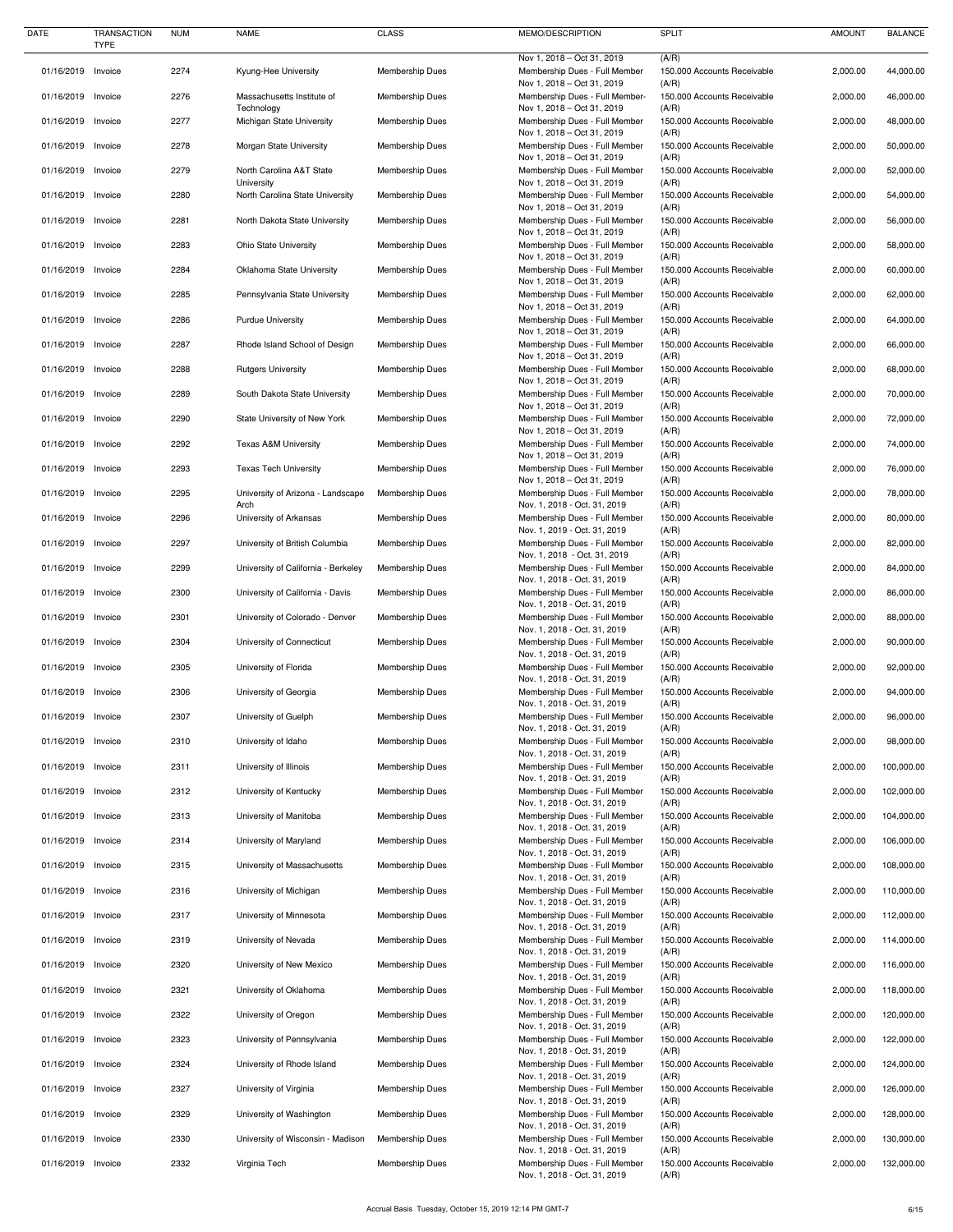| DATE | TRANSACTION TYPE | NUM | NAME | CLASS | MEMO/DESCRIPTION | SPLIT | AMOUNT | BALANCE |
|---|---|---|---|---|---|---|---|---|
| | | | | | Nov 1, 2018 – Oct 31, 2019 | (A/R) | | |
| 01/16/2019 | Invoice | 2274 | Kyung-Hee University | Membership Dues | Membership Dues - Full Member Nov 1, 2018 – Oct 31, 2019 | 150.000 Accounts Receivable (A/R) | 2,000.00 | 44,000.00 |
| 01/16/2019 | Invoice | 2276 | Massachusetts Institute of Technology | Membership Dues | Membership Dues - Full Member- Nov 1, 2018 – Oct 31, 2019 | 150.000 Accounts Receivable (A/R) | 2,000.00 | 46,000.00 |
| 01/16/2019 | Invoice | 2277 | Michigan State University | Membership Dues | Membership Dues - Full Member Nov 1, 2018 – Oct 31, 2019 | 150.000 Accounts Receivable (A/R) | 2,000.00 | 48,000.00 |
| 01/16/2019 | Invoice | 2278 | Morgan State University | Membership Dues | Membership Dues - Full Member Nov 1, 2018 – Oct 31, 2019 | 150.000 Accounts Receivable (A/R) | 2,000.00 | 50,000.00 |
| 01/16/2019 | Invoice | 2279 | North Carolina A&T State University | Membership Dues | Membership Dues - Full Member Nov 1, 2018 – Oct 31, 2019 | 150.000 Accounts Receivable (A/R) | 2,000.00 | 52,000.00 |
| 01/16/2019 | Invoice | 2280 | North Carolina State University | Membership Dues | Membership Dues - Full Member Nov 1, 2018 – Oct 31, 2019 | 150.000 Accounts Receivable (A/R) | 2,000.00 | 54,000.00 |
| 01/16/2019 | Invoice | 2281 | North Dakota State University | Membership Dues | Membership Dues - Full Member Nov 1, 2018 – Oct 31, 2019 | 150.000 Accounts Receivable (A/R) | 2,000.00 | 56,000.00 |
| 01/16/2019 | Invoice | 2283 | Ohio State University | Membership Dues | Membership Dues - Full Member Nov 1, 2018 – Oct 31, 2019 | 150.000 Accounts Receivable (A/R) | 2,000.00 | 58,000.00 |
| 01/16/2019 | Invoice | 2284 | Oklahoma State University | Membership Dues | Membership Dues - Full Member Nov 1, 2018 – Oct 31, 2019 | 150.000 Accounts Receivable (A/R) | 2,000.00 | 60,000.00 |
| 01/16/2019 | Invoice | 2285 | Pennsylvania State University | Membership Dues | Membership Dues - Full Member Nov 1, 2018 – Oct 31, 2019 | 150.000 Accounts Receivable (A/R) | 2,000.00 | 62,000.00 |
| 01/16/2019 | Invoice | 2286 | Purdue University | Membership Dues | Membership Dues - Full Member Nov 1, 2018 – Oct 31, 2019 | 150.000 Accounts Receivable (A/R) | 2,000.00 | 64,000.00 |
| 01/16/2019 | Invoice | 2287 | Rhode Island School of Design | Membership Dues | Membership Dues - Full Member Nov 1, 2018 – Oct 31, 2019 | 150.000 Accounts Receivable (A/R) | 2,000.00 | 66,000.00 |
| 01/16/2019 | Invoice | 2288 | Rutgers University | Membership Dues | Membership Dues - Full Member Nov 1, 2018 – Oct 31, 2019 | 150.000 Accounts Receivable (A/R) | 2,000.00 | 68,000.00 |
| 01/16/2019 | Invoice | 2289 | South Dakota State University | Membership Dues | Membership Dues - Full Member Nov 1, 2018 – Oct 31, 2019 | 150.000 Accounts Receivable (A/R) | 2,000.00 | 70,000.00 |
| 01/16/2019 | Invoice | 2290 | State University of New York | Membership Dues | Membership Dues - Full Member Nov 1, 2018 – Oct 31, 2019 | 150.000 Accounts Receivable (A/R) | 2,000.00 | 72,000.00 |
| 01/16/2019 | Invoice | 2292 | Texas A&M University | Membership Dues | Membership Dues - Full Member Nov 1, 2018 – Oct 31, 2019 | 150.000 Accounts Receivable (A/R) | 2,000.00 | 74,000.00 |
| 01/16/2019 | Invoice | 2293 | Texas Tech University | Membership Dues | Membership Dues - Full Member Nov 1, 2018 – Oct 31, 2019 | 150.000 Accounts Receivable (A/R) | 2,000.00 | 76,000.00 |
| 01/16/2019 | Invoice | 2295 | University of Arizona - Landscape Arch | Membership Dues | Membership Dues - Full Member Nov. 1, 2018 - Oct. 31, 2019 | 150.000 Accounts Receivable (A/R) | 2,000.00 | 78,000.00 |
| 01/16/2019 | Invoice | 2296 | University of Arkansas | Membership Dues | Membership Dues - Full Member Nov. 1, 2019 - Oct. 31, 2019 | 150.000 Accounts Receivable (A/R) | 2,000.00 | 80,000.00 |
| 01/16/2019 | Invoice | 2297 | University of British Columbia | Membership Dues | Membership Dues - Full Member Nov. 1, 2018 - Oct. 31, 2019 | 150.000 Accounts Receivable (A/R) | 2,000.00 | 82,000.00 |
| 01/16/2019 | Invoice | 2299 | University of California - Berkeley | Membership Dues | Membership Dues - Full Member Nov. 1, 2018 - Oct. 31, 2019 | 150.000 Accounts Receivable (A/R) | 2,000.00 | 84,000.00 |
| 01/16/2019 | Invoice | 2300 | University of California - Davis | Membership Dues | Membership Dues - Full Member Nov. 1, 2018 - Oct. 31, 2019 | 150.000 Accounts Receivable (A/R) | 2,000.00 | 86,000.00 |
| 01/16/2019 | Invoice | 2301 | University of Colorado - Denver | Membership Dues | Membership Dues - Full Member Nov. 1, 2018 - Oct. 31, 2019 | 150.000 Accounts Receivable (A/R) | 2,000.00 | 88,000.00 |
| 01/16/2019 | Invoice | 2304 | University of Connecticut | Membership Dues | Membership Dues - Full Member Nov. 1, 2018 - Oct. 31, 2019 | 150.000 Accounts Receivable (A/R) | 2,000.00 | 90,000.00 |
| 01/16/2019 | Invoice | 2305 | University of Florida | Membership Dues | Membership Dues - Full Member Nov. 1, 2018 - Oct. 31, 2019 | 150.000 Accounts Receivable (A/R) | 2,000.00 | 92,000.00 |
| 01/16/2019 | Invoice | 2306 | University of Georgia | Membership Dues | Membership Dues - Full Member Nov. 1, 2018 - Oct. 31, 2019 | 150.000 Accounts Receivable (A/R) | 2,000.00 | 94,000.00 |
| 01/16/2019 | Invoice | 2307 | University of Guelph | Membership Dues | Membership Dues - Full Member Nov. 1, 2018 - Oct. 31, 2019 | 150.000 Accounts Receivable (A/R) | 2,000.00 | 96,000.00 |
| 01/16/2019 | Invoice | 2310 | University of Idaho | Membership Dues | Membership Dues - Full Member Nov. 1, 2018 - Oct. 31, 2019 | 150.000 Accounts Receivable (A/R) | 2,000.00 | 98,000.00 |
| 01/16/2019 | Invoice | 2311 | University of Illinois | Membership Dues | Membership Dues - Full Member Nov. 1, 2018 - Oct. 31, 2019 | 150.000 Accounts Receivable (A/R) | 2,000.00 | 100,000.00 |
| 01/16/2019 | Invoice | 2312 | University of Kentucky | Membership Dues | Membership Dues - Full Member Nov. 1, 2018 - Oct. 31, 2019 | 150.000 Accounts Receivable (A/R) | 2,000.00 | 102,000.00 |
| 01/16/2019 | Invoice | 2313 | University of Manitoba | Membership Dues | Membership Dues - Full Member Nov. 1, 2018 - Oct. 31, 2019 | 150.000 Accounts Receivable (A/R) | 2,000.00 | 104,000.00 |
| 01/16/2019 | Invoice | 2314 | University of Maryland | Membership Dues | Membership Dues - Full Member Nov. 1, 2018 - Oct. 31, 2019 | 150.000 Accounts Receivable (A/R) | 2,000.00 | 106,000.00 |
| 01/16/2019 | Invoice | 2315 | University of Massachusetts | Membership Dues | Membership Dues - Full Member Nov. 1, 2018 - Oct. 31, 2019 | 150.000 Accounts Receivable (A/R) | 2,000.00 | 108,000.00 |
| 01/16/2019 | Invoice | 2316 | University of Michigan | Membership Dues | Membership Dues - Full Member Nov. 1, 2018 - Oct. 31, 2019 | 150.000 Accounts Receivable (A/R) | 2,000.00 | 110,000.00 |
| 01/16/2019 | Invoice | 2317 | University of Minnesota | Membership Dues | Membership Dues - Full Member Nov. 1, 2018 - Oct. 31, 2019 | 150.000 Accounts Receivable (A/R) | 2,000.00 | 112,000.00 |
| 01/16/2019 | Invoice | 2319 | University of Nevada | Membership Dues | Membership Dues - Full Member Nov. 1, 2018 - Oct. 31, 2019 | 150.000 Accounts Receivable (A/R) | 2,000.00 | 114,000.00 |
| 01/16/2019 | Invoice | 2320 | University of New Mexico | Membership Dues | Membership Dues - Full Member Nov. 1, 2018 - Oct. 31, 2019 | 150.000 Accounts Receivable (A/R) | 2,000.00 | 116,000.00 |
| 01/16/2019 | Invoice | 2321 | University of Oklahoma | Membership Dues | Membership Dues - Full Member Nov. 1, 2018 - Oct. 31, 2019 | 150.000 Accounts Receivable (A/R) | 2,000.00 | 118,000.00 |
| 01/16/2019 | Invoice | 2322 | University of Oregon | Membership Dues | Membership Dues - Full Member Nov. 1, 2018 - Oct. 31, 2019 | 150.000 Accounts Receivable (A/R) | 2,000.00 | 120,000.00 |
| 01/16/2019 | Invoice | 2323 | University of Pennsylvania | Membership Dues | Membership Dues - Full Member Nov. 1, 2018 - Oct. 31, 2019 | 150.000 Accounts Receivable (A/R) | 2,000.00 | 122,000.00 |
| 01/16/2019 | Invoice | 2324 | University of Rhode Island | Membership Dues | Membership Dues - Full Member Nov. 1, 2018 - Oct. 31, 2019 | 150.000 Accounts Receivable (A/R) | 2,000.00 | 124,000.00 |
| 01/16/2019 | Invoice | 2327 | University of Virginia | Membership Dues | Membership Dues - Full Member Nov. 1, 2018 - Oct. 31, 2019 | 150.000 Accounts Receivable (A/R) | 2,000.00 | 126,000.00 |
| 01/16/2019 | Invoice | 2329 | University of Washington | Membership Dues | Membership Dues - Full Member Nov. 1, 2018 - Oct. 31, 2019 | 150.000 Accounts Receivable (A/R) | 2,000.00 | 128,000.00 |
| 01/16/2019 | Invoice | 2330 | University of Wisconsin - Madison | Membership Dues | Membership Dues - Full Member Nov. 1, 2018 - Oct. 31, 2019 | 150.000 Accounts Receivable (A/R) | 2,000.00 | 130,000.00 |
| 01/16/2019 | Invoice | 2332 | Virginia Tech | Membership Dues | Membership Dues - Full Member Nov. 1, 2018 - Oct. 31, 2019 | 150.000 Accounts Receivable (A/R) | 2,000.00 | 132,000.00 |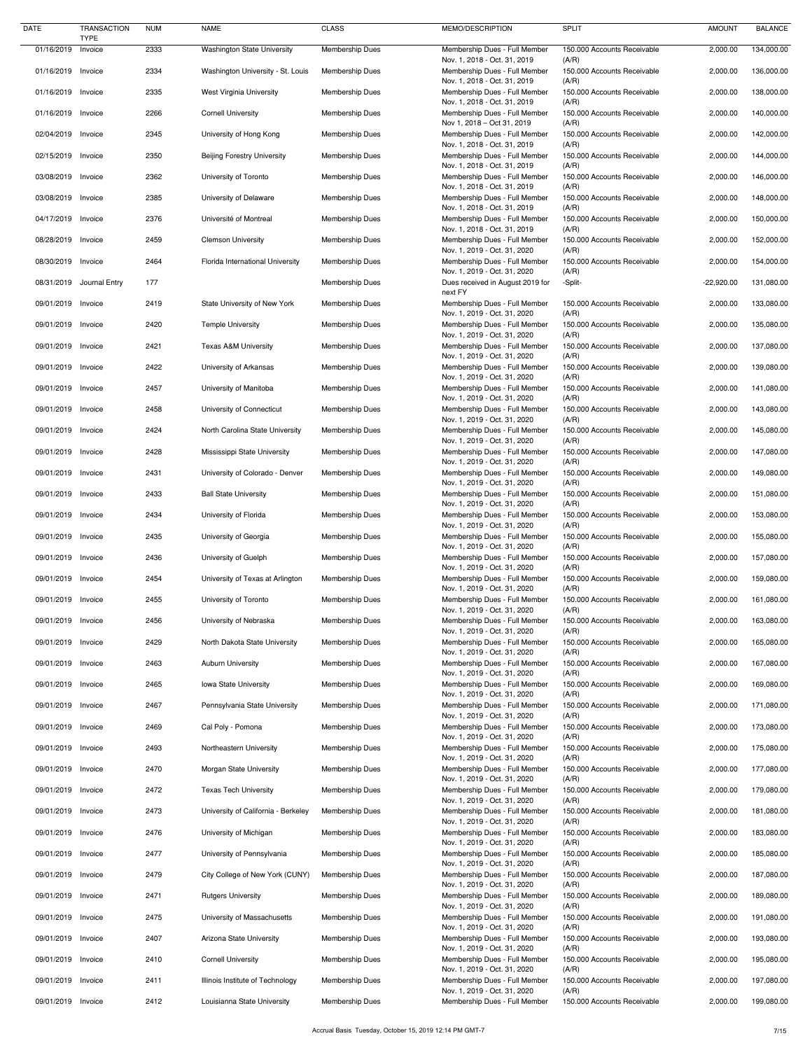| DATE | TRANSACTION TYPE | NUM | NAME | CLASS | MEMO/DESCRIPTION | SPLIT | AMOUNT | BALANCE |
|---|---|---|---|---|---|---|---|---|
| 01/16/2019 | Invoice | 2333 | Washington State University | Membership Dues | Membership Dues - Full Member Nov. 1, 2018 - Oct. 31, 2019 | 150.000 Accounts Receivable (A/R) | 2,000.00 | 134,000.00 |
| 01/16/2019 | Invoice | 2334 | Washington University - St. Louis | Membership Dues | Membership Dues - Full Member Nov. 1, 2018 - Oct. 31, 2019 | 150.000 Accounts Receivable (A/R) | 2,000.00 | 136,000.00 |
| 01/16/2019 | Invoice | 2335 | West Virginia University | Membership Dues | Membership Dues - Full Member Nov. 1, 2018 - Oct. 31, 2019 | 150.000 Accounts Receivable (A/R) | 2,000.00 | 138,000.00 |
| 01/16/2019 | Invoice | 2266 | Cornell University | Membership Dues | Membership Dues - Full Member Nov 1, 2018 – Oct 31, 2019 | 150.000 Accounts Receivable (A/R) | 2,000.00 | 140,000.00 |
| 02/04/2019 | Invoice | 2345 | University of Hong Kong | Membership Dues | Membership Dues - Full Member Nov. 1, 2018 - Oct. 31, 2019 | 150.000 Accounts Receivable (A/R) | 2,000.00 | 142,000.00 |
| 02/15/2019 | Invoice | 2350 | Beijing Forestry University | Membership Dues | Membership Dues - Full Member Nov. 1, 2018 - Oct. 31, 2019 | 150.000 Accounts Receivable (A/R) | 2,000.00 | 144,000.00 |
| 03/08/2019 | Invoice | 2362 | University of Toronto | Membership Dues | Membership Dues - Full Member Nov. 1, 2018 - Oct. 31, 2019 | 150.000 Accounts Receivable (A/R) | 2,000.00 | 146,000.00 |
| 03/08/2019 | Invoice | 2385 | University of Delaware | Membership Dues | Membership Dues - Full Member Nov. 1, 2018 - Oct. 31, 2019 | 150.000 Accounts Receivable (A/R) | 2,000.00 | 148,000.00 |
| 04/17/2019 | Invoice | 2376 | Université of Montreal | Membership Dues | Membership Dues - Full Member Nov. 1, 2018 - Oct. 31, 2019 | 150.000 Accounts Receivable (A/R) | 2,000.00 | 150,000.00 |
| 08/28/2019 | Invoice | 2459 | Clemson University | Membership Dues | Membership Dues - Full Member Nov. 1, 2019 - Oct. 31, 2020 | 150.000 Accounts Receivable (A/R) | 2,000.00 | 152,000.00 |
| 08/30/2019 | Invoice | 2464 | Florida International University | Membership Dues | Membership Dues - Full Member Nov. 1, 2019 - Oct. 31, 2020 | 150.000 Accounts Receivable (A/R) | 2,000.00 | 154,000.00 |
| 08/31/2019 | Journal Entry | 177 | | Membership Dues | Dues received in August 2019 for next FY | -Split- | -22,920.00 | 131,080.00 |
| 09/01/2019 | Invoice | 2419 | State University of New York | Membership Dues | Membership Dues - Full Member Nov. 1, 2019 - Oct. 31, 2020 | 150.000 Accounts Receivable (A/R) | 2,000.00 | 133,080.00 |
| 09/01/2019 | Invoice | 2420 | Temple University | Membership Dues | Membership Dues - Full Member Nov. 1, 2019 - Oct. 31, 2020 | 150.000 Accounts Receivable (A/R) | 2,000.00 | 135,080.00 |
| 09/01/2019 | Invoice | 2421 | Texas A&M University | Membership Dues | Membership Dues - Full Member Nov. 1, 2019 - Oct. 31, 2020 | 150.000 Accounts Receivable (A/R) | 2,000.00 | 137,080.00 |
| 09/01/2019 | Invoice | 2422 | University of Arkansas | Membership Dues | Membership Dues - Full Member Nov. 1, 2019 - Oct. 31, 2020 | 150.000 Accounts Receivable (A/R) | 2,000.00 | 139,080.00 |
| 09/01/2019 | Invoice | 2457 | University of Manitoba | Membership Dues | Membership Dues - Full Member Nov. 1, 2019 - Oct. 31, 2020 | 150.000 Accounts Receivable (A/R) | 2,000.00 | 141,080.00 |
| 09/01/2019 | Invoice | 2458 | University of Connecticut | Membership Dues | Membership Dues - Full Member Nov. 1, 2019 - Oct. 31, 2020 | 150.000 Accounts Receivable (A/R) | 2,000.00 | 143,080.00 |
| 09/01/2019 | Invoice | 2424 | North Carolina State University | Membership Dues | Membership Dues - Full Member Nov. 1, 2019 - Oct. 31, 2020 | 150.000 Accounts Receivable (A/R) | 2,000.00 | 145,080.00 |
| 09/01/2019 | Invoice | 2428 | Mississippi State University | Membership Dues | Membership Dues - Full Member Nov. 1, 2019 - Oct. 31, 2020 | 150.000 Accounts Receivable (A/R) | 2,000.00 | 147,080.00 |
| 09/01/2019 | Invoice | 2431 | University of Colorado - Denver | Membership Dues | Membership Dues - Full Member Nov. 1, 2019 - Oct. 31, 2020 | 150.000 Accounts Receivable (A/R) | 2,000.00 | 149,080.00 |
| 09/01/2019 | Invoice | 2433 | Ball State University | Membership Dues | Membership Dues - Full Member Nov. 1, 2019 - Oct. 31, 2020 | 150.000 Accounts Receivable (A/R) | 2,000.00 | 151,080.00 |
| 09/01/2019 | Invoice | 2434 | University of Florida | Membership Dues | Membership Dues - Full Member Nov. 1, 2019 - Oct. 31, 2020 | 150.000 Accounts Receivable (A/R) | 2,000.00 | 153,080.00 |
| 09/01/2019 | Invoice | 2435 | University of Georgia | Membership Dues | Membership Dues - Full Member Nov. 1, 2019 - Oct. 31, 2020 | 150.000 Accounts Receivable (A/R) | 2,000.00 | 155,080.00 |
| 09/01/2019 | Invoice | 2436 | University of Guelph | Membership Dues | Membership Dues - Full Member Nov. 1, 2019 - Oct. 31, 2020 | 150.000 Accounts Receivable (A/R) | 2,000.00 | 157,080.00 |
| 09/01/2019 | Invoice | 2454 | University of Texas at Arlington | Membership Dues | Membership Dues - Full Member Nov. 1, 2019 - Oct. 31, 2020 | 150.000 Accounts Receivable (A/R) | 2,000.00 | 159,080.00 |
| 09/01/2019 | Invoice | 2455 | University of Toronto | Membership Dues | Membership Dues - Full Member Nov. 1, 2019 - Oct. 31, 2020 | 150.000 Accounts Receivable (A/R) | 2,000.00 | 161,080.00 |
| 09/01/2019 | Invoice | 2456 | University of Nebraska | Membership Dues | Membership Dues - Full Member Nov. 1, 2019 - Oct. 31, 2020 | 150.000 Accounts Receivable (A/R) | 2,000.00 | 163,080.00 |
| 09/01/2019 | Invoice | 2429 | North Dakota State University | Membership Dues | Membership Dues - Full Member Nov. 1, 2019 - Oct. 31, 2020 | 150.000 Accounts Receivable (A/R) | 2,000.00 | 165,080.00 |
| 09/01/2019 | Invoice | 2463 | Auburn University | Membership Dues | Membership Dues - Full Member Nov. 1, 2019 - Oct. 31, 2020 | 150.000 Accounts Receivable (A/R) | 2,000.00 | 167,080.00 |
| 09/01/2019 | Invoice | 2465 | Iowa State University | Membership Dues | Membership Dues - Full Member Nov. 1, 2019 - Oct. 31, 2020 | 150.000 Accounts Receivable (A/R) | 2,000.00 | 169,080.00 |
| 09/01/2019 | Invoice | 2467 | Pennsylvania State University | Membership Dues | Membership Dues - Full Member Nov. 1, 2019 - Oct. 31, 2020 | 150.000 Accounts Receivable (A/R) | 2,000.00 | 171,080.00 |
| 09/01/2019 | Invoice | 2469 | Cal Poly - Pomona | Membership Dues | Membership Dues - Full Member Nov. 1, 2019 - Oct. 31, 2020 | 150.000 Accounts Receivable (A/R) | 2,000.00 | 173,080.00 |
| 09/01/2019 | Invoice | 2493 | Northeastern University | Membership Dues | Membership Dues - Full Member Nov. 1, 2019 - Oct. 31, 2020 | 150.000 Accounts Receivable (A/R) | 2,000.00 | 175,080.00 |
| 09/01/2019 | Invoice | 2470 | Morgan State University | Membership Dues | Membership Dues - Full Member Nov. 1, 2019 - Oct. 31, 2020 | 150.000 Accounts Receivable (A/R) | 2,000.00 | 177,080.00 |
| 09/01/2019 | Invoice | 2472 | Texas Tech University | Membership Dues | Membership Dues - Full Member Nov. 1, 2019 - Oct. 31, 2020 | 150.000 Accounts Receivable (A/R) | 2,000.00 | 179,080.00 |
| 09/01/2019 | Invoice | 2473 | University of California - Berkeley | Membership Dues | Membership Dues - Full Member Nov. 1, 2019 - Oct. 31, 2020 | 150.000 Accounts Receivable (A/R) | 2,000.00 | 181,080.00 |
| 09/01/2019 | Invoice | 2476 | University of Michigan | Membership Dues | Membership Dues - Full Member Nov. 1, 2019 - Oct. 31, 2020 | 150.000 Accounts Receivable (A/R) | 2,000.00 | 183,080.00 |
| 09/01/2019 | Invoice | 2477 | University of Pennsylvania | Membership Dues | Membership Dues - Full Member Nov. 1, 2019 - Oct. 31, 2020 | 150.000 Accounts Receivable (A/R) | 2,000.00 | 185,080.00 |
| 09/01/2019 | Invoice | 2479 | City College of New York (CUNY) | Membership Dues | Membership Dues - Full Member Nov. 1, 2019 - Oct. 31, 2020 | 150.000 Accounts Receivable (A/R) | 2,000.00 | 187,080.00 |
| 09/01/2019 | Invoice | 2471 | Rutgers University | Membership Dues | Membership Dues - Full Member Nov. 1, 2019 - Oct. 31, 2020 | 150.000 Accounts Receivable (A/R) | 2,000.00 | 189,080.00 |
| 09/01/2019 | Invoice | 2475 | University of Massachusetts | Membership Dues | Membership Dues - Full Member Nov. 1, 2019 - Oct. 31, 2020 | 150.000 Accounts Receivable (A/R) | 2,000.00 | 191,080.00 |
| 09/01/2019 | Invoice | 2407 | Arizona State University | Membership Dues | Membership Dues - Full Member Nov. 1, 2019 - Oct. 31, 2020 | 150.000 Accounts Receivable (A/R) | 2,000.00 | 193,080.00 |
| 09/01/2019 | Invoice | 2410 | Cornell University | Membership Dues | Membership Dues - Full Member Nov. 1, 2019 - Oct. 31, 2020 | 150.000 Accounts Receivable (A/R) | 2,000.00 | 195,080.00 |
| 09/01/2019 | Invoice | 2411 | Illinois Institute of Technology | Membership Dues | Membership Dues - Full Member Nov. 1, 2019 - Oct. 31, 2020 | 150.000 Accounts Receivable (A/R) | 2,000.00 | 197,080.00 |
| 09/01/2019 | Invoice | 2412 | Louisianna State University | Membership Dues | Membership Dues - Full Member | 150.000 Accounts Receivable | 2,000.00 | 199,080.00 |

Accrual Basis Tuesday, October 15, 2019 12:14 PM GMT-7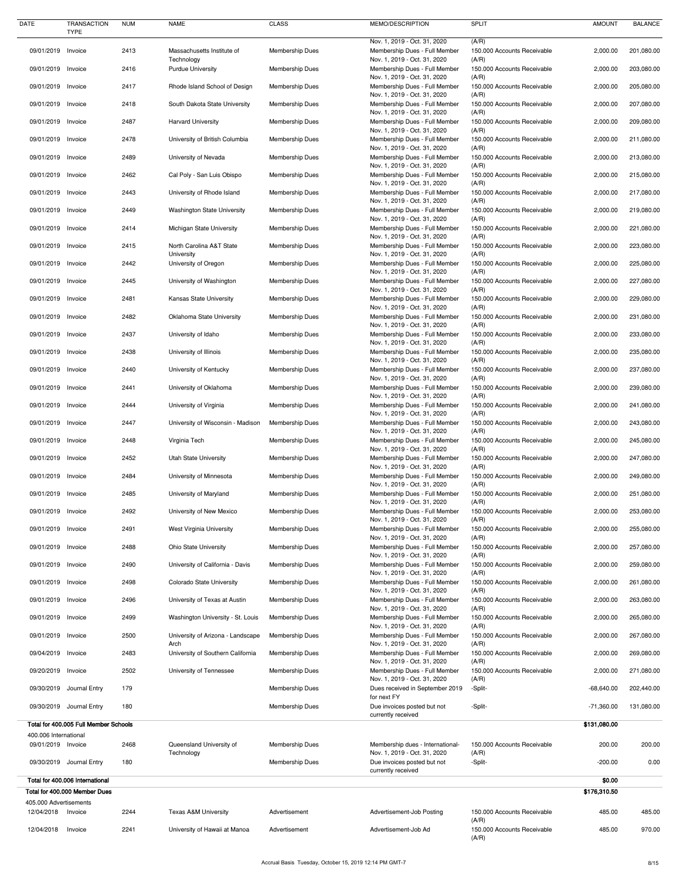| DATE | TRANSACTION TYPE | NUM | NAME | CLASS | MEMO/DESCRIPTION | SPLIT | AMOUNT | BALANCE |
|---|---|---|---|---|---|---|---|---|
| | | | | | Nov. 1, 2019 - Oct. 31, 2020 | (A/R) | | |
| 09/01/2019 | Invoice | 2413 | Massachusetts Institute of Technology | Membership Dues | Membership Dues - Full Member Nov. 1, 2019 - Oct. 31, 2020 | 150.000 Accounts Receivable (A/R) | 2,000.00 | 201,080.00 |
| 09/01/2019 | Invoice | 2416 | Purdue University | Membership Dues | Membership Dues - Full Member Nov. 1, 2019 - Oct. 31, 2020 | 150.000 Accounts Receivable (A/R) | 2,000.00 | 203,080.00 |
| 09/01/2019 | Invoice | 2417 | Rhode Island School of Design | Membership Dues | Membership Dues - Full Member Nov. 1, 2019 - Oct. 31, 2020 | 150.000 Accounts Receivable (A/R) | 2,000.00 | 205,080.00 |
| 09/01/2019 | Invoice | 2418 | South Dakota State University | Membership Dues | Membership Dues - Full Member Nov. 1, 2019 - Oct. 31, 2020 | 150.000 Accounts Receivable (A/R) | 2,000.00 | 207,080.00 |
| 09/01/2019 | Invoice | 2487 | Harvard University | Membership Dues | Membership Dues - Full Member Nov. 1, 2019 - Oct. 31, 2020 | 150.000 Accounts Receivable (A/R) | 2,000.00 | 209,080.00 |
| 09/01/2019 | Invoice | 2478 | University of British Columbia | Membership Dues | Membership Dues - Full Member Nov. 1, 2019 - Oct. 31, 2020 | 150.000 Accounts Receivable (A/R) | 2,000.00 | 211,080.00 |
| 09/01/2019 | Invoice | 2489 | University of Nevada | Membership Dues | Membership Dues - Full Member Nov. 1, 2019 - Oct. 31, 2020 | 150.000 Accounts Receivable (A/R) | 2,000.00 | 213,080.00 |
| 09/01/2019 | Invoice | 2462 | Cal Poly - San Luis Obispo | Membership Dues | Membership Dues - Full Member Nov. 1, 2019 - Oct. 31, 2020 | 150.000 Accounts Receivable (A/R) | 2,000.00 | 215,080.00 |
| 09/01/2019 | Invoice | 2443 | University of Rhode Island | Membership Dues | Membership Dues - Full Member Nov. 1, 2019 - Oct. 31, 2020 | 150.000 Accounts Receivable (A/R) | 2,000.00 | 217,080.00 |
| 09/01/2019 | Invoice | 2449 | Washington State University | Membership Dues | Membership Dues - Full Member Nov. 1, 2019 - Oct. 31, 2020 | 150.000 Accounts Receivable (A/R) | 2,000.00 | 219,080.00 |
| 09/01/2019 | Invoice | 2414 | Michigan State University | Membership Dues | Membership Dues - Full Member Nov. 1, 2019 - Oct. 31, 2020 | 150.000 Accounts Receivable (A/R) | 2,000.00 | 221,080.00 |
| 09/01/2019 | Invoice | 2415 | North Carolina A&T State University | Membership Dues | Membership Dues - Full Member Nov. 1, 2019 - Oct. 31, 2020 | 150.000 Accounts Receivable (A/R) | 2,000.00 | 223,080.00 |
| 09/01/2019 | Invoice | 2442 | University of Oregon | Membership Dues | Membership Dues - Full Member Nov. 1, 2019 - Oct. 31, 2020 | 150.000 Accounts Receivable (A/R) | 2,000.00 | 225,080.00 |
| 09/01/2019 | Invoice | 2445 | University of Washington | Membership Dues | Membership Dues - Full Member Nov. 1, 2019 - Oct. 31, 2020 | 150.000 Accounts Receivable (A/R) | 2,000.00 | 227,080.00 |
| 09/01/2019 | Invoice | 2481 | Kansas State University | Membership Dues | Membership Dues - Full Member Nov. 1, 2019 - Oct. 31, 2020 | 150.000 Accounts Receivable (A/R) | 2,000.00 | 229,080.00 |
| 09/01/2019 | Invoice | 2482 | Oklahoma State University | Membership Dues | Membership Dues - Full Member Nov. 1, 2019 - Oct. 31, 2020 | 150.000 Accounts Receivable (A/R) | 2,000.00 | 231,080.00 |
| 09/01/2019 | Invoice | 2437 | University of Idaho | Membership Dues | Membership Dues - Full Member Nov. 1, 2019 - Oct. 31, 2020 | 150.000 Accounts Receivable (A/R) | 2,000.00 | 233,080.00 |
| 09/01/2019 | Invoice | 2438 | University of Illinois | Membership Dues | Membership Dues - Full Member Nov. 1, 2019 - Oct. 31, 2020 | 150.000 Accounts Receivable (A/R) | 2,000.00 | 235,080.00 |
| 09/01/2019 | Invoice | 2440 | University of Kentucky | Membership Dues | Membership Dues - Full Member Nov. 1, 2019 - Oct. 31, 2020 | 150.000 Accounts Receivable (A/R) | 2,000.00 | 237,080.00 |
| 09/01/2019 | Invoice | 2441 | University of Oklahoma | Membership Dues | Membership Dues - Full Member Nov. 1, 2019 - Oct. 31, 2020 | 150.000 Accounts Receivable (A/R) | 2,000.00 | 239,080.00 |
| 09/01/2019 | Invoice | 2444 | University of Virginia | Membership Dues | Membership Dues - Full Member Nov. 1, 2019 - Oct. 31, 2020 | 150.000 Accounts Receivable (A/R) | 2,000.00 | 241,080.00 |
| 09/01/2019 | Invoice | 2447 | University of Wisconsin - Madison | Membership Dues | Membership Dues - Full Member Nov. 1, 2019 - Oct. 31, 2020 | 150.000 Accounts Receivable (A/R) | 2,000.00 | 243,080.00 |
| 09/01/2019 | Invoice | 2448 | Virginia Tech | Membership Dues | Membership Dues - Full Member Nov. 1, 2019 - Oct. 31, 2020 | 150.000 Accounts Receivable (A/R) | 2,000.00 | 245,080.00 |
| 09/01/2019 | Invoice | 2452 | Utah State University | Membership Dues | Membership Dues - Full Member Nov. 1, 2019 - Oct. 31, 2020 | 150.000 Accounts Receivable (A/R) | 2,000.00 | 247,080.00 |
| 09/01/2019 | Invoice | 2484 | University of Minnesota | Membership Dues | Membership Dues - Full Member Nov. 1, 2019 - Oct. 31, 2020 | 150.000 Accounts Receivable (A/R) | 2,000.00 | 249,080.00 |
| 09/01/2019 | Invoice | 2485 | University of Maryland | Membership Dues | Membership Dues - Full Member Nov. 1, 2019 - Oct. 31, 2020 | 150.000 Accounts Receivable (A/R) | 2,000.00 | 251,080.00 |
| 09/01/2019 | Invoice | 2492 | University of New Mexico | Membership Dues | Membership Dues - Full Member Nov. 1, 2019 - Oct. 31, 2020 | 150.000 Accounts Receivable (A/R) | 2,000.00 | 253,080.00 |
| 09/01/2019 | Invoice | 2491 | West Virginia University | Membership Dues | Membership Dues - Full Member Nov. 1, 2019 - Oct. 31, 2020 | 150.000 Accounts Receivable (A/R) | 2,000.00 | 255,080.00 |
| 09/01/2019 | Invoice | 2488 | Ohio State University | Membership Dues | Membership Dues - Full Member Nov. 1, 2019 - Oct. 31, 2020 | 150.000 Accounts Receivable (A/R) | 2,000.00 | 257,080.00 |
| 09/01/2019 | Invoice | 2490 | University of California - Davis | Membership Dues | Membership Dues - Full Member Nov. 1, 2019 - Oct. 31, 2020 | 150.000 Accounts Receivable (A/R) | 2,000.00 | 259,080.00 |
| 09/01/2019 | Invoice | 2498 | Colorado State University | Membership Dues | Membership Dues - Full Member Nov. 1, 2019 - Oct. 31, 2020 | 150.000 Accounts Receivable (A/R) | 2,000.00 | 261,080.00 |
| 09/01/2019 | Invoice | 2496 | University of Texas at Austin | Membership Dues | Membership Dues - Full Member Nov. 1, 2019 - Oct. 31, 2020 | 150.000 Accounts Receivable (A/R) | 2,000.00 | 263,080.00 |
| 09/01/2019 | Invoice | 2499 | Washington University - St. Louis | Membership Dues | Membership Dues - Full Member Nov. 1, 2019 - Oct. 31, 2020 | 150.000 Accounts Receivable (A/R) | 2,000.00 | 265,080.00 |
| 09/01/2019 | Invoice | 2500 | University of Arizona - Landscape Arch | Membership Dues | Membership Dues - Full Member Nov. 1, 2019 - Oct. 31, 2020 | 150.000 Accounts Receivable (A/R) | 2,000.00 | 267,080.00 |
| 09/04/2019 | Invoice | 2483 | University of Southern California | Membership Dues | Membership Dues - Full Member Nov. 1, 2019 - Oct. 31, 2020 | 150.000 Accounts Receivable (A/R) | 2,000.00 | 269,080.00 |
| 09/20/2019 | Invoice | 2502 | University of Tennessee | Membership Dues | Membership Dues - Full Member Nov. 1, 2019 - Oct. 31, 2020 | 150.000 Accounts Receivable (A/R) | 2,000.00 | 271,080.00 |
| 09/30/2019 | Journal Entry | 179 | | Membership Dues | Dues received in September 2019 for next FY | -Split- | -68,640.00 | 202,440.00 |
| 09/30/2019 | Journal Entry | 180 | | Membership Dues | Due invoices posted but not currently received | -Split- | -71,360.00 | 131,080.00 |
| **Total for 400.005 Full Member Schools** | | | | | | | **$131,080.00** | |
| 400.006 International | | | | | | | | |
| 09/01/2019 | Invoice | 2468 | Queensland University of Technology | Membership Dues | Membership dues - International- Nov. 1, 2019 - Oct. 31, 2020 | 150.000 Accounts Receivable (A/R) | 200.00 | 200.00 |
| 09/30/2019 | Journal Entry | 180 | | Membership Dues | Due invoices posted but not currently received | -Split- | -200.00 | 0.00 |
| **Total for 400.006 International** | | | | | | | **$0.00** | |
| **Total for 400.000 Member Dues** | | | | | | | **$176,310.50** | |
| 405.000 Advertisements | | | | | | | | |
| 12/04/2018 | Invoice | 2244 | Texas A&M University | Advertisement | Advertisement-Job Posting | 150.000 Accounts Receivable (A/R) | 485.00 | 485.00 |
| 12/04/2018 | Invoice | 2241 | University of Hawaii at Manoa | Advertisement | Advertisement-Job Ad | 150.000 Accounts Receivable (A/R) | 485.00 | 970.00 |

Accrual Basis Tuesday, October 15, 2019 12:14 PM GMT-7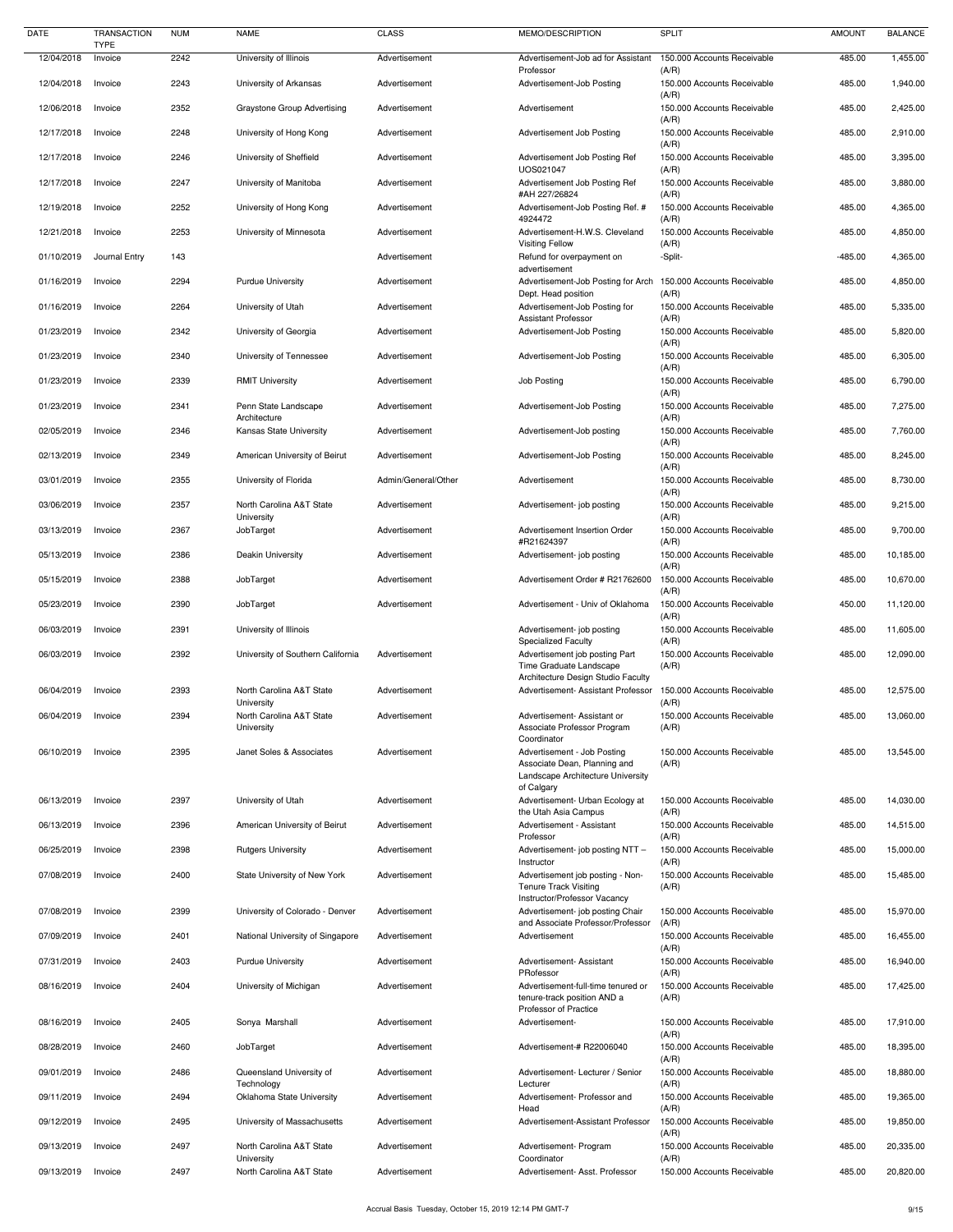| DATE | TRANSACTION TYPE | NUM | NAME | CLASS | MEMO/DESCRIPTION | SPLIT | AMOUNT | BALANCE |
|---|---|---|---|---|---|---|---|---|
| 12/04/2018 | Invoice | 2242 | University of Illinois | Advertisement | Advertisement-Job ad for Assistant Professor | 150.000 Accounts Receivable (A/R) | 485.00 | 1,455.00 |
| 12/04/2018 | Invoice | 2243 | University of Arkansas | Advertisement | Advertisement-Job Posting | 150.000 Accounts Receivable (A/R) | 485.00 | 1,940.00 |
| 12/06/2018 | Invoice | 2352 | Graystone Group Advertising | Advertisement | Advertisement | 150.000 Accounts Receivable (A/R) | 485.00 | 2,425.00 |
| 12/17/2018 | Invoice | 2248 | University of Hong Kong | Advertisement | Advertisement Job Posting | 150.000 Accounts Receivable (A/R) | 485.00 | 2,910.00 |
| 12/17/2018 | Invoice | 2246 | University of Sheffield | Advertisement | Advertisement Job Posting Ref UOS021047 | 150.000 Accounts Receivable (A/R) | 485.00 | 3,395.00 |
| 12/17/2018 | Invoice | 2247 | University of Manitoba | Advertisement | Advertisement Job Posting Ref #AH 227/26824 | 150.000 Accounts Receivable (A/R) | 485.00 | 3,880.00 |
| 12/19/2018 | Invoice | 2252 | University of Hong Kong | Advertisement | Advertisement-Job Posting Ref. # 4924472 | 150.000 Accounts Receivable (A/R) | 485.00 | 4,365.00 |
| 12/21/2018 | Invoice | 2253 | University of Minnesota | Advertisement | Advertisement-H.W.S. Cleveland Visiting Fellow | 150.000 Accounts Receivable (A/R) | 485.00 | 4,850.00 |
| 01/10/2019 | Journal Entry | 143 | | Advertisement | Refund for overpayment on advertisement | -Split- | -485.00 | 4,365.00 |
| 01/16/2019 | Invoice | 2294 | Purdue University | Advertisement | Advertisement-Job Posting for Arch Dept. Head position | 150.000 Accounts Receivable (A/R) | 485.00 | 4,850.00 |
| 01/16/2019 | Invoice | 2264 | University of Utah | Advertisement | Advertisement-Job Posting for Assistant Professor | 150.000 Accounts Receivable (A/R) | 485.00 | 5,335.00 |
| 01/23/2019 | Invoice | 2342 | University of Georgia | Advertisement | Advertisement-Job Posting | 150.000 Accounts Receivable (A/R) | 485.00 | 5,820.00 |
| 01/23/2019 | Invoice | 2340 | University of Tennessee | Advertisement | Advertisement-Job Posting | 150.000 Accounts Receivable (A/R) | 485.00 | 6,305.00 |
| 01/23/2019 | Invoice | 2339 | RMIT University | Advertisement | Job Posting | 150.000 Accounts Receivable (A/R) | 485.00 | 6,790.00 |
| 01/23/2019 | Invoice | 2341 | Penn State Landscape Architecture | Advertisement | Advertisement-Job Posting | 150.000 Accounts Receivable (A/R) | 485.00 | 7,275.00 |
| 02/05/2019 | Invoice | 2346 | Kansas State University | Advertisement | Advertisement-Job posting | 150.000 Accounts Receivable (A/R) | 485.00 | 7,760.00 |
| 02/13/2019 | Invoice | 2349 | American University of Beirut | Advertisement | Advertisement-Job Posting | 150.000 Accounts Receivable (A/R) | 485.00 | 8,245.00 |
| 03/01/2019 | Invoice | 2355 | University of Florida | Admin/General/Other | Advertisement | 150.000 Accounts Receivable (A/R) | 485.00 | 8,730.00 |
| 03/06/2019 | Invoice | 2357 | North Carolina A&T State University | Advertisement | Advertisement- job posting | 150.000 Accounts Receivable (A/R) | 485.00 | 9,215.00 |
| 03/13/2019 | Invoice | 2367 | JobTarget | Advertisement | Advertisement Insertion Order #R21624397 | 150.000 Accounts Receivable (A/R) | 485.00 | 9,700.00 |
| 05/13/2019 | Invoice | 2386 | Deakin University | Advertisement | Advertisement- job posting | 150.000 Accounts Receivable (A/R) | 485.00 | 10,185.00 |
| 05/15/2019 | Invoice | 2388 | JobTarget | Advertisement | Advertisement Order # R21762600 | 150.000 Accounts Receivable (A/R) | 485.00 | 10,670.00 |
| 05/23/2019 | Invoice | 2390 | JobTarget | Advertisement | Advertisement - Univ of Oklahoma | 150.000 Accounts Receivable (A/R) | 450.00 | 11,120.00 |
| 06/03/2019 | Invoice | 2391 | University of Illinois | | Advertisement- job posting Specialized Faculty | 150.000 Accounts Receivable (A/R) | 485.00 | 11,605.00 |
| 06/03/2019 | Invoice | 2392 | University of Southern California | Advertisement | Advertisement job posting Part Time Graduate Landscape Architecture Design Studio Faculty | 150.000 Accounts Receivable (A/R) | 485.00 | 12,090.00 |
| 06/04/2019 | Invoice | 2393 | North Carolina A&T State University | Advertisement | Advertisement- Assistant Professor | 150.000 Accounts Receivable (A/R) | 485.00 | 12,575.00 |
| 06/04/2019 | Invoice | 2394 | North Carolina A&T State University | Advertisement | Advertisement- Assistant or Associate Professor Program Coordinator | 150.000 Accounts Receivable (A/R) | 485.00 | 13,060.00 |
| 06/10/2019 | Invoice | 2395 | Janet Soles & Associates | Advertisement | Advertisement - Job Posting Associate Dean, Planning and Landscape Architecture University of Calgary | 150.000 Accounts Receivable (A/R) | 485.00 | 13,545.00 |
| 06/13/2019 | Invoice | 2397 | University of Utah | Advertisement | Advertisement- Urban Ecology at the Utah Asia Campus | 150.000 Accounts Receivable (A/R) | 485.00 | 14,030.00 |
| 06/13/2019 | Invoice | 2396 | American University of Beirut | Advertisement | Advertisement - Assistant Professor | 150.000 Accounts Receivable (A/R) | 485.00 | 14,515.00 |
| 06/25/2019 | Invoice | 2398 | Rutgers University | Advertisement | Advertisement- job posting NTT – Instructor | 150.000 Accounts Receivable (A/R) | 485.00 | 15,000.00 |
| 07/08/2019 | Invoice | 2400 | State University of New York | Advertisement | Advertisement job posting - Non-Tenure Track Visiting Instructor/Professor Vacancy | 150.000 Accounts Receivable (A/R) | 485.00 | 15,485.00 |
| 07/08/2019 | Invoice | 2399 | University of Colorado - Denver | Advertisement | Advertisement- job posting Chair and Associate Professor/Professor | 150.000 Accounts Receivable (A/R) | 485.00 | 15,970.00 |
| 07/09/2019 | Invoice | 2401 | National University of Singapore | Advertisement | Advertisement | 150.000 Accounts Receivable (A/R) | 485.00 | 16,455.00 |
| 07/31/2019 | Invoice | 2403 | Purdue University | Advertisement | Advertisement- Assistant PRofessor | 150.000 Accounts Receivable (A/R) | 485.00 | 16,940.00 |
| 08/16/2019 | Invoice | 2404 | University of Michigan | Advertisement | Advertisement-full-time tenured or tenure-track position AND a Professor of Practice | 150.000 Accounts Receivable (A/R) | 485.00 | 17,425.00 |
| 08/16/2019 | Invoice | 2405 | Sonya Marshall | Advertisement | Advertisement- | 150.000 Accounts Receivable (A/R) | 485.00 | 17,910.00 |
| 08/28/2019 | Invoice | 2460 | JobTarget | Advertisement | Advertisement-# R22006040 | 150.000 Accounts Receivable (A/R) | 485.00 | 18,395.00 |
| 09/01/2019 | Invoice | 2486 | Queensland University of Technology | Advertisement | Advertisement- Lecturer / Senior Lecturer | 150.000 Accounts Receivable (A/R) | 485.00 | 18,880.00 |
| 09/11/2019 | Invoice | 2494 | Oklahoma State University | Advertisement | Advertisement- Professor and Head | 150.000 Accounts Receivable (A/R) | 485.00 | 19,365.00 |
| 09/12/2019 | Invoice | 2495 | University of Massachusetts | Advertisement | Advertisement-Assistant Professor | 150.000 Accounts Receivable (A/R) | 485.00 | 19,850.00 |
| 09/13/2019 | Invoice | 2497 | North Carolina A&T State University | Advertisement | Advertisement- Program Coordinator | 150.000 Accounts Receivable (A/R) | 485.00 | 20,335.00 |
| 09/13/2019 | Invoice | 2497 | North Carolina A&T State | Advertisement | Advertisement- Asst. Professor | 150.000 Accounts Receivable | 485.00 | 20,820.00 |

Accrual Basis Tuesday, October 15, 2019 12:14 PM GMT-7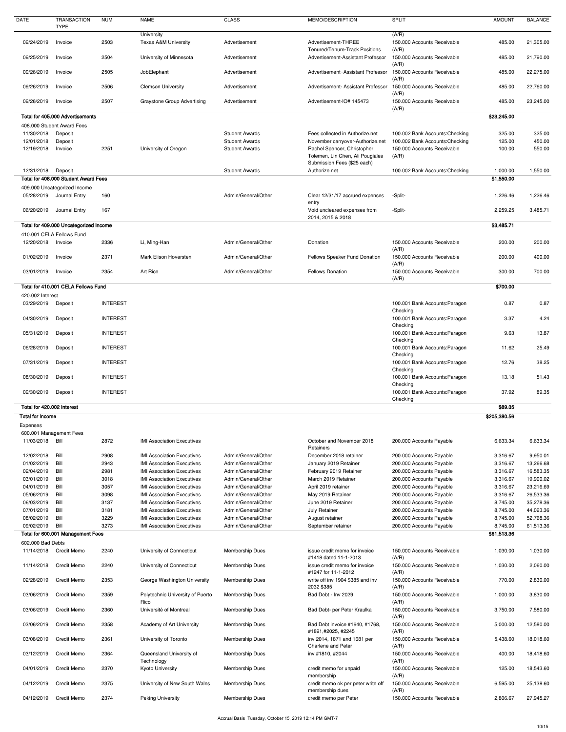| DATE | TRANSACTION TYPE | NUM | NAME | CLASS | MEMO/DESCRIPTION | SPLIT | AMOUNT | BALANCE |
|---|---|---|---|---|---|---|---|---|
| | | | University | | | (A/R) | | |
| 09/24/2019 | Invoice | 2503 | Texas A&M University | Advertisement | Advertisement-THREE Tenured/Tenure-Track Positions | 150.000 Accounts Receivable (A/R) | 485.00 | 21,305.00 |
| 09/25/2019 | Invoice | 2504 | University of Minnesota | Advertisement | Advertisement-Assistant Professor | 150.000 Accounts Receivable (A/R) | 485.00 | 21,790.00 |
| 09/26/2019 | Invoice | 2505 | JobElephant | Advertisement | Advertisement=Assistant Professor | 150.000 Accounts Receivable (A/R) | 485.00 | 22,275.00 |
| 09/26/2019 | Invoice | 2506 | Clemson University | Advertisement | Advertisement- Assistant Professor | 150.000 Accounts Receivable (A/R) | 485.00 | 22,760.00 |
| 09/26/2019 | Invoice | 2507 | Graystone Group Advertising | Advertisement | Advertisement-IO# 145473 | 150.000 Accounts Receivable (A/R) | 485.00 | 23,245.00 |
| **Total for 405.000 Advertisements** | | | | | | | **$23,245.00** | |
| 408.000 Student Award Fees | | | | | | | | |
| 11/30/2018 | Deposit | | | Student Awards | Fees collected in Authorize.net | 100.002 Bank Accounts:Checking | 325.00 | 325.00 |
| 12/01/2018 | Deposit | | | Student Awards | November carryover-Authorize.net | 100.002 Bank Accounts:Checking | 125.00 | 450.00 |
| 12/19/2018 | Invoice | 2251 | University of Oregon | Student Awards | Rachel Spencer, Christopher Tolemen, Lin Chen, Ali Pougiales Submission Fees ($25 each) | 150.000 Accounts Receivable (A/R) | 100.00 | 550.00 |
| 12/31/2018 | Deposit | | | Student Awards | Authorize.net | 100.002 Bank Accounts:Checking | 1,000.00 | 1,550.00 |
| **Total for 408.000 Student Award Fees** | | | | | | | **$1,550.00** | |
| 409.000 Uncategorized Income | | | | | | | | |
| 05/28/2019 | Journal Entry | 160 | | Admin/General/Other | Clear 12/31/17 accrued expenses entry | -Split- | 1,226.46 | 1,226.46 |
| 06/20/2019 | Journal Entry | 167 | | Admin/General/Other | Void uncleared expenses from 2014, 2015 & 2018 | -Split- | 2,259.25 | 3,485.71 |
| **Total for 409.000 Uncategorized Income** | | | | | | | **$3,485.71** | |
| 410.001 CELA Fellows Fund | | | | | | | | |
| 12/20/2018 | Invoice | 2336 | Li, Ming-Han | Admin/General/Other | Donation | 150.000 Accounts Receivable (A/R) | 200.00 | 200.00 |
| 01/02/2019 | Invoice | 2371 | Mark Elison Hoversten | Admin/General/Other | Fellows Speaker Fund Donation | 150.000 Accounts Receivable (A/R) | 200.00 | 400.00 |
| 03/01/2019 | Invoice | 2354 | Art Rice | Admin/General/Other | Fellows Donation | 150.000 Accounts Receivable (A/R) | 300.00 | 700.00 |
| **Total for 410.001 CELA Fellows Fund** | | | | | | | **$700.00** | |
| 420.002 Interest | | | | | | | | |
| 03/29/2019 | Deposit | INTEREST | | | | 100.001 Bank Accounts:Paragon Checking | 0.87 | 0.87 |
| 04/30/2019 | Deposit | INTEREST | | | | 100.001 Bank Accounts:Paragon Checking | 3.37 | 4.24 |
| 05/31/2019 | Deposit | INTEREST | | | | 100.001 Bank Accounts:Paragon Checking | 9.63 | 13.87 |
| 06/28/2019 | Deposit | INTEREST | | | | 100.001 Bank Accounts:Paragon Checking | 11.62 | 25.49 |
| 07/31/2019 | Deposit | INTEREST | | | | 100.001 Bank Accounts:Paragon Checking | 12.76 | 38.25 |
| 08/30/2019 | Deposit | INTEREST | | | | 100.001 Bank Accounts:Paragon Checking | 13.18 | 51.43 |
| 09/30/2019 | Deposit | INTEREST | | | | 100.001 Bank Accounts:Paragon Checking | 37.92 | 89.35 |
| **Total for 420.002 Interest** | | | | | | | **$89.35** | |
| **Total for Income** | | | | | | | **$205,380.56** | |
| Expenses | | | | | | | | |
| 600.001 Management Fees | | | | | | | | |
| 11/03/2018 | Bill | 2872 | IMI Association Executives | | October and November 2018 Retainers | 200.000 Accounts Payable | 6,633.34 | 6,633.34 |
| 12/02/2018 | Bill | 2908 | IMI Association Executives | Admin/General/Other | December 2018 retainer | 200.000 Accounts Payable | 3,316.67 | 9,950.01 |
| 01/02/2019 | Bill | 2943 | IMI Association Executives | Admin/General/Other | January 2019 Retainer | 200.000 Accounts Payable | 3,316.67 | 13,266.68 |
| 02/04/2019 | Bill | 2981 | IMI Association Executives | Admin/General/Other | February 2019 Retainer | 200.000 Accounts Payable | 3,316.67 | 16,583.35 |
| 03/01/2019 | Bill | 3018 | IMI Association Executives | Admin/General/Other | March 2019 Retainer | 200.000 Accounts Payable | 3,316.67 | 19,900.02 |
| 04/01/2019 | Bill | 3057 | IMI Association Executives | Admin/General/Other | April 2019 retainer | 200.000 Accounts Payable | 3,316.67 | 23,216.69 |
| 05/06/2019 | Bill | 3098 | IMI Association Executives | Admin/General/Other | May 2019 Retainer | 200.000 Accounts Payable | 3,316.67 | 26,533.36 |
| 06/03/2019 | Bill | 3137 | IMI Association Executives | Admin/General/Other | June 2019 Retainer | 200.000 Accounts Payable | 8,745.00 | 35,278.36 |
| 07/01/2019 | Bill | 3181 | IMI Association Executives | Admin/General/Other | July Retainer | 200.000 Accounts Payable | 8,745.00 | 44,023.36 |
| 08/02/2019 | Bill | 3229 | IMI Association Executives | Admin/General/Other | August retainer | 200.000 Accounts Payable | 8,745.00 | 52,768.36 |
| 09/02/2019 | Bill | 3273 | IMI Association Executives | Admin/General/Other | September retainer | 200.000 Accounts Payable | 8,745.00 | 61,513.36 |
| **Total for 600.001 Management Fees** | | | | | | | **$61,513.36** | |
| 602.000 Bad Debts | | | | | | | | |
| 11/14/2018 | Credit Memo | 2240 | University of Connecticut | Membership Dues | issue credit memo for invoice #1418 dated 11-1-2013 | 150.000 Accounts Receivable (A/R) | 1,030.00 | 1,030.00 |
| 11/14/2018 | Credit Memo | 2240 | University of Connecticut | Membership Dues | issue credit memo for invoice #1247 for 11-1-2012 | 150.000 Accounts Receivable (A/R) | 1,030.00 | 2,060.00 |
| 02/28/2019 | Credit Memo | 2353 | George Washington University | Membership Dues | write off inv 1904 $385 and inv 2032 $385 | 150.000 Accounts Receivable (A/R) | 770.00 | 2,830.00 |
| 03/06/2019 | Credit Memo | 2359 | Polytechnic University of Puerto Rico | Membership Dues | Bad Debt - Inv 2029 | 150.000 Accounts Receivable (A/R) | 1,000.00 | 3,830.00 |
| 03/06/2019 | Credit Memo | 2360 | Université of Montreal | Membership Dues | Bad Debt- per Peter Kraulka | 150.000 Accounts Receivable (A/R) | 3,750.00 | 7,580.00 |
| 03/06/2019 | Credit Memo | 2358 | Academy of Art University | Membership Dues | Bad Debt invoice #1640, #1768, #1891,#2025, #2245 | 150.000 Accounts Receivable (A/R) | 5,000.00 | 12,580.00 |
| 03/08/2019 | Credit Memo | 2361 | University of Toronto | Membership Dues | inv 2014, 1871 and 1681 per Charlene and Peter | 150.000 Accounts Receivable (A/R) | 5,438.60 | 18,018.60 |
| 03/12/2019 | Credit Memo | 2364 | Queensland University of Technology | Membership Dues | inv #1810, #2044 | 150.000 Accounts Receivable (A/R) | 400.00 | 18,418.60 |
| 04/01/2019 | Credit Memo | 2370 | Kyoto University | Membership Dues | credit memo for unpaid membership | 150.000 Accounts Receivable (A/R) | 125.00 | 18,543.60 |
| 04/12/2019 | Credit Memo | 2375 | University of New South Wales | Membership Dues | credit memo ok per peter write off membership dues | 150.000 Accounts Receivable (A/R) | 6,595.00 | 25,138.60 |
| 04/12/2019 | Credit Memo | 2374 | Peking University | Membership Dues | credit memo per Peter | 150.000 Accounts Receivable | 2,806.67 | 27,945.27 |

Accrual Basis Tuesday, October 15, 2019 12:14 PM GMT-7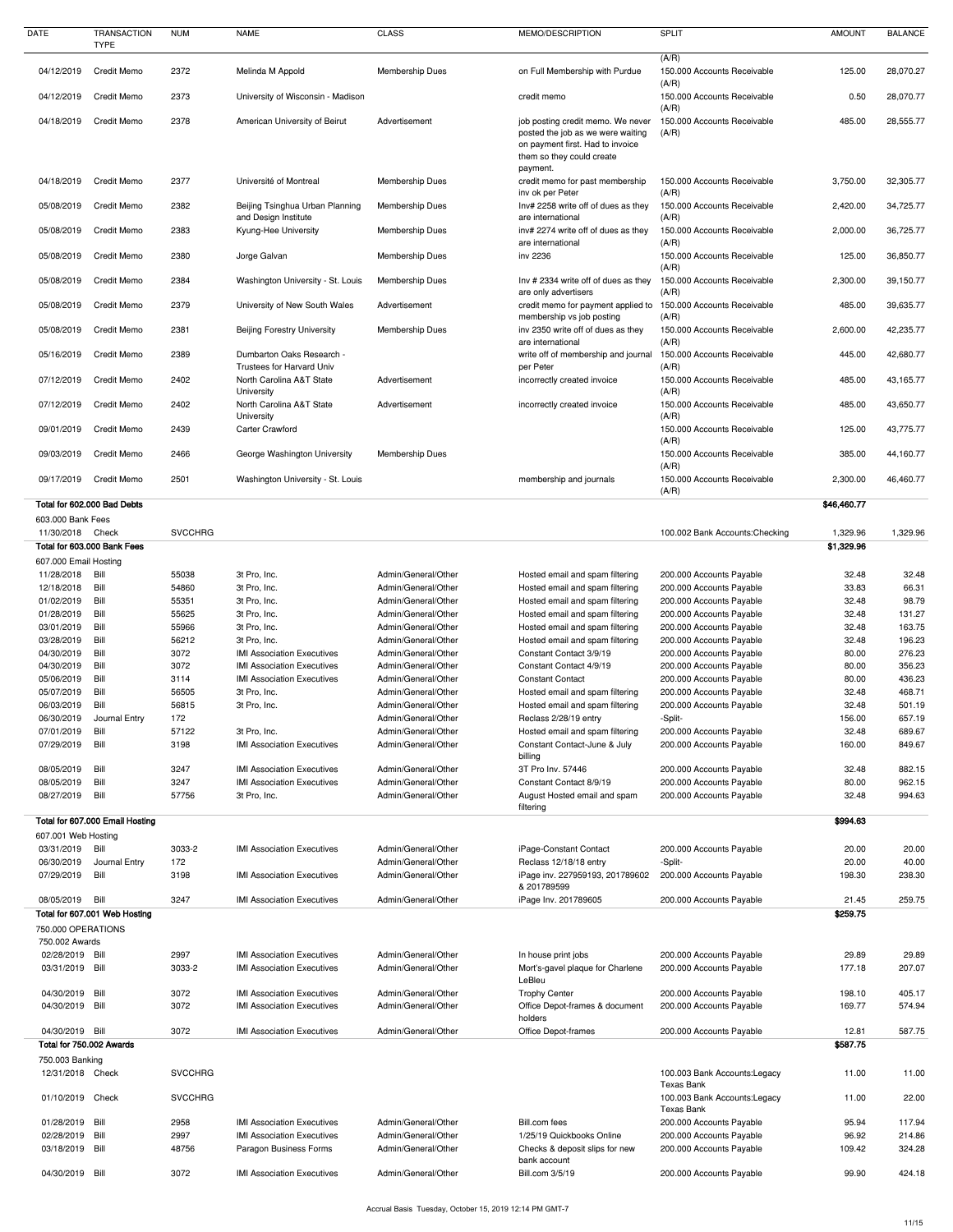| DATE | TRANSACTION TYPE | NUM | NAME | CLASS | MEMO/DESCRIPTION | SPLIT | AMOUNT | BALANCE |
|---|---|---|---|---|---|---|---|---|
| | | | | | | (A/R) | | |
| 04/12/2019 | Credit Memo | 2372 | Melinda M Appold | Membership Dues | on Full Membership with Purdue | 150.000 Accounts Receivable (A/R) | 125.00 | 28,070.27 |
| 04/12/2019 | Credit Memo | 2373 | University of Wisconsin - Madison | | credit memo | 150.000 Accounts Receivable (A/R) | 0.50 | 28,070.77 |
| 04/18/2019 | Credit Memo | 2378 | American University of Beirut | Advertisement | job posting credit memo. We never posted the job as we were waiting on payment first. Had to invoice them so they could create payment. | 150.000 Accounts Receivable (A/R) | 485.00 | 28,555.77 |
| 04/18/2019 | Credit Memo | 2377 | Université of Montreal | Membership Dues | credit memo for past membership inv ok per Peter | 150.000 Accounts Receivable (A/R) | 3,750.00 | 32,305.77 |
| 05/08/2019 | Credit Memo | 2382 | Beijing Tsinghua Urban Planning and Design Institute | Membership Dues | Inv# 2258 write off of dues as they are international | 150.000 Accounts Receivable (A/R) | 2,420.00 | 34,725.77 |
| 05/08/2019 | Credit Memo | 2383 | Kyung-Hee University | Membership Dues | inv# 2274 write off of dues as they are international | 150.000 Accounts Receivable (A/R) | 2,000.00 | 36,725.77 |
| 05/08/2019 | Credit Memo | 2380 | Jorge Galvan | Membership Dues | inv 2236 | 150.000 Accounts Receivable (A/R) | 125.00 | 36,850.77 |
| 05/08/2019 | Credit Memo | 2384 | Washington University - St. Louis | Membership Dues | Inv # 2334 write off of dues as they are only advertisers | 150.000 Accounts Receivable (A/R) | 2,300.00 | 39,150.77 |
| 05/08/2019 | Credit Memo | 2379 | University of New South Wales | Advertisement | credit memo for payment applied to membership vs job posting | 150.000 Accounts Receivable (A/R) | 485.00 | 39,635.77 |
| 05/08/2019 | Credit Memo | 2381 | Beijing Forestry University | Membership Dues | inv 2350 write off of dues as they are international | 150.000 Accounts Receivable (A/R) | 2,600.00 | 42,235.77 |
| 05/16/2019 | Credit Memo | 2389 | Dumbarton Oaks Research - Trustees for Harvard Univ | | write off of membership and journal per Peter | 150.000 Accounts Receivable (A/R) | 445.00 | 42,680.77 |
| 07/12/2019 | Credit Memo | 2402 | North Carolina A&T State University | Advertisement | incorrectly created invoice | 150.000 Accounts Receivable (A/R) | 485.00 | 43,165.77 |
| 07/12/2019 | Credit Memo | 2402 | North Carolina A&T State University | Advertisement | incorrectly created invoice | 150.000 Accounts Receivable (A/R) | 485.00 | 43,650.77 |
| 09/01/2019 | Credit Memo | 2439 | Carter Crawford | | | 150.000 Accounts Receivable (A/R) | 125.00 | 43,775.77 |
| 09/03/2019 | Credit Memo | 2466 | George Washington University | Membership Dues | | 150.000 Accounts Receivable (A/R) | 385.00 | 44,160.77 |
| 09/17/2019 | Credit Memo | 2501 | Washington University - St. Louis | | membership and journals | 150.000 Accounts Receivable (A/R) | 2,300.00 | 46,460.77 |
| **Total for 602.000 Bad Debts** | | | | | | | **$46,460.77** | |
| 603.000 Bank Fees | | | | | | | | |
| 11/30/2018 | Check | SVCCHRG | | | | 100.002 Bank Accounts:Checking | 1,329.96 | 1,329.96 |
| **Total for 603.000 Bank Fees** | | | | | | | **$1,329.96** | |
| 607.000 Email Hosting | | | | | | | | |
| 11/28/2018 | Bill | 55038 | 3t Pro, Inc. | Admin/General/Other | Hosted email and spam filtering | 200.000 Accounts Payable | 32.48 | 32.48 |
| 12/18/2018 | Bill | 54860 | 3t Pro, Inc. | Admin/General/Other | Hosted email and spam filtering | 200.000 Accounts Payable | 33.83 | 66.31 |
| 01/02/2019 | Bill | 55351 | 3t Pro, Inc. | Admin/General/Other | Hosted email and spam filtering | 200.000 Accounts Payable | 32.48 | 98.79 |
| 01/28/2019 | Bill | 55625 | 3t Pro, Inc. | Admin/General/Other | Hosted email and spam filtering | 200.000 Accounts Payable | 32.48 | 131.27 |
| 03/01/2019 | Bill | 55966 | 3t Pro, Inc. | Admin/General/Other | Hosted email and spam filtering | 200.000 Accounts Payable | 32.48 | 163.75 |
| 03/28/2019 | Bill | 56212 | 3t Pro, Inc. | Admin/General/Other | Hosted email and spam filtering | 200.000 Accounts Payable | 32.48 | 196.23 |
| 04/30/2019 | Bill | 3072 | IMI Association Executives | Admin/General/Other | Constant Contact 3/9/19 | 200.000 Accounts Payable | 80.00 | 276.23 |
| 04/30/2019 | Bill | 3072 | IMI Association Executives | Admin/General/Other | Constant Contact 4/9/19 | 200.000 Accounts Payable | 80.00 | 356.23 |
| 05/06/2019 | Bill | 3114 | IMI Association Executives | Admin/General/Other | Constant Contact | 200.000 Accounts Payable | 80.00 | 436.23 |
| 05/07/2019 | Bill | 56505 | 3t Pro, Inc. | Admin/General/Other | Hosted email and spam filtering | 200.000 Accounts Payable | 32.48 | 468.71 |
| 06/03/2019 | Bill | 56815 | 3t Pro, Inc. | Admin/General/Other | Hosted email and spam filtering | 200.000 Accounts Payable | 32.48 | 501.19 |
| 06/30/2019 | Journal Entry | 172 | | Admin/General/Other | Reclass 2/28/19 entry | -Split- | 156.00 | 657.19 |
| 07/01/2019 | Bill | 57122 | 3t Pro, Inc. | Admin/General/Other | Hosted email and spam filtering | 200.000 Accounts Payable | 32.48 | 689.67 |
| 07/29/2019 | Bill | 3198 | IMI Association Executives | Admin/General/Other | Constant Contact-June & July billing | 200.000 Accounts Payable | 160.00 | 849.67 |
| 08/05/2019 | Bill | 3247 | IMI Association Executives | Admin/General/Other | 3T Pro Inv. 57446 | 200.000 Accounts Payable | 32.48 | 882.15 |
| 08/05/2019 | Bill | 3247 | IMI Association Executives | Admin/General/Other | Constant Contact 8/9/19 | 200.000 Accounts Payable | 80.00 | 962.15 |
| 08/27/2019 | Bill | 57756 | 3t Pro, Inc. | Admin/General/Other | August Hosted email and spam filtering | 200.000 Accounts Payable | 32.48 | 994.63 |
| **Total for 607.000 Email Hosting** | | | | | | | **$994.63** | |
| 607.001 Web Hosting | | | | | | | | |
| 03/31/2019 | Bill | 3033-2 | IMI Association Executives | Admin/General/Other | iPage-Constant Contact | 200.000 Accounts Payable | 20.00 | 20.00 |
| 06/30/2019 | Journal Entry | 172 | | Admin/General/Other | Reclass 12/18/18 entry | -Split- | 20.00 | 40.00 |
| 07/29/2019 | Bill | 3198 | IMI Association Executives | Admin/General/Other | iPage inv. 227959193, 201789602 & 201789599 | 200.000 Accounts Payable | 198.30 | 238.30 |
| 08/05/2019 | Bill | 3247 | IMI Association Executives | Admin/General/Other | iPage Inv. 201789605 | 200.000 Accounts Payable | 21.45 | 259.75 |
| **Total for 607.001 Web Hosting** | | | | | | | **$259.75** | |
| 750.000 OPERATIONS | | | | | | | | |
| 750.002 Awards | | | | | | | | |
| 02/28/2019 | Bill | 2997 | IMI Association Executives | Admin/General/Other | In house print jobs | 200.000 Accounts Payable | 29.89 | 29.89 |
| 03/31/2019 | Bill | 3033-2 | IMI Association Executives | Admin/General/Other | Mort's-gavel plaque for Charlene LeBleu | 200.000 Accounts Payable | 177.18 | 207.07 |
| 04/30/2019 | Bill | 3072 | IMI Association Executives | Admin/General/Other | Trophy Center | 200.000 Accounts Payable | 198.10 | 405.17 |
| 04/30/2019 | Bill | 3072 | IMI Association Executives | Admin/General/Other | Office Depot-frames & document holders | 200.000 Accounts Payable | 169.77 | 574.94 |
| 04/30/2019 | Bill | 3072 | IMI Association Executives | Admin/General/Other | Office Depot-frames | 200.000 Accounts Payable | 12.81 | 587.75 |
| **Total for 750.002 Awards** | | | | | | | **$587.75** | |
| 750.003 Banking | | | | | | | | |
| 12/31/2018 | Check | SVCCHRG | | | | 100.003 Bank Accounts:Legacy Texas Bank | 11.00 | 11.00 |
| 01/10/2019 | Check | SVCCHRG | | | | 100.003 Bank Accounts:Legacy Texas Bank | 11.00 | 22.00 |
| 01/28/2019 | Bill | 2958 | IMI Association Executives | Admin/General/Other | Bill.com fees | 200.000 Accounts Payable | 95.94 | 117.94 |
| 02/28/2019 | Bill | 2997 | IMI Association Executives | Admin/General/Other | 1/25/19 Quickbooks Online | 200.000 Accounts Payable | 96.92 | 214.86 |
| 03/18/2019 | Bill | 48756 | Paragon Business Forms | Admin/General/Other | Checks & deposit slips for new bank account | 200.000 Accounts Payable | 109.42 | 324.28 |
| 04/30/2019 | Bill | 3072 | IMI Association Executives | Admin/General/Other | Bill.com 3/5/19 | 200.000 Accounts Payable | 99.90 | 424.18 |

Accrual Basis Tuesday, October 15, 2019 12:14 PM GMT-7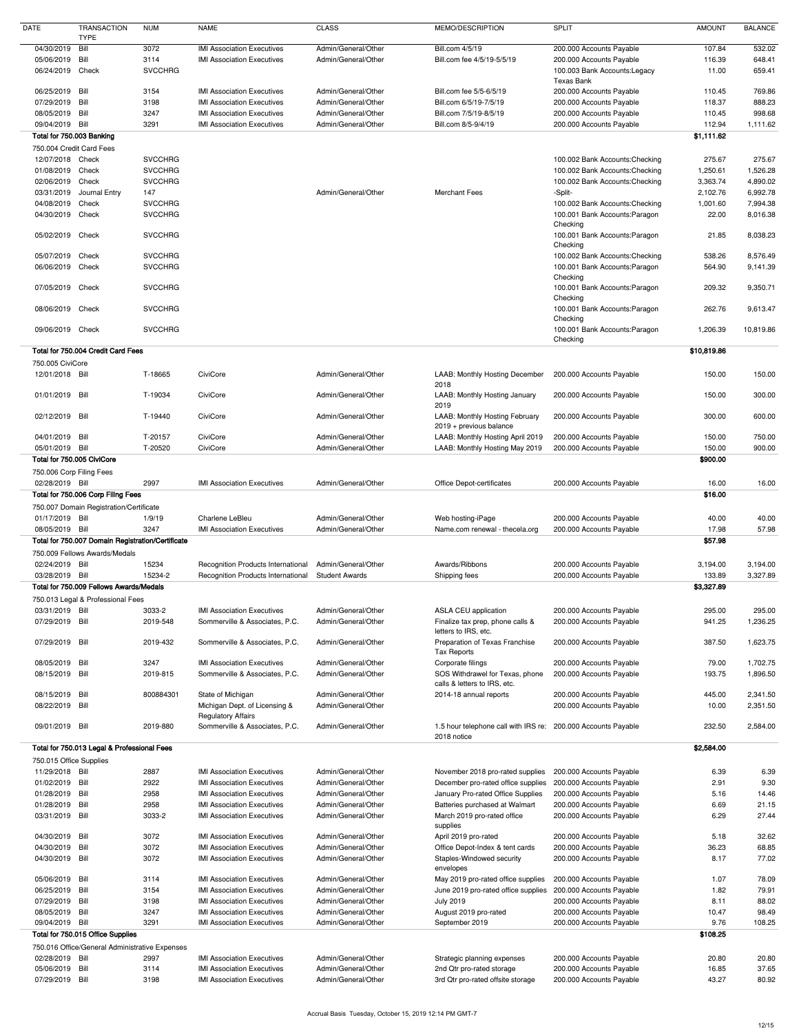| DATE | TRANSACTION TYPE | NUM | NAME | CLASS | MEMO/DESCRIPTION | SPLIT | AMOUNT | BALANCE |
|---|---|---|---|---|---|---|---|---|
| 04/30/2019 | Bill | 3072 | IMI Association Executives | Admin/General/Other | Bill.com 4/5/19 | 200.000 Accounts Payable | 107.84 | 532.02 |
| 05/06/2019 | Bill | 3114 | IMI Association Executives | Admin/General/Other | Bill.com fee 4/5/19-5/5/19 | 200.000 Accounts Payable | 116.39 | 648.41 |
| 06/24/2019 | Check | SVCCHRG | | | | 100.003 Bank Accounts:Legacy Texas Bank | 11.00 | 659.41 |
| 06/25/2019 | Bill | 3154 | IMI Association Executives | Admin/General/Other | Bill.com fee 5/5-6/5/19 | 200.000 Accounts Payable | 110.45 | 769.86 |
| 07/29/2019 | Bill | 3198 | IMI Association Executives | Admin/General/Other | Bill.com 6/5/19-7/5/19 | 200.000 Accounts Payable | 118.37 | 888.23 |
| 08/05/2019 | Bill | 3247 | IMI Association Executives | Admin/General/Other | Bill.com 7/5/19-8/5/19 | 200.000 Accounts Payable | 110.45 | 998.68 |
| 09/04/2019 | Bill | 3291 | IMI Association Executives | Admin/General/Other | Bill.com 8/5-9/4/19 | 200.000 Accounts Payable | 112.94 | 1,111.62 |
| **Total for 750.003 Banking** | | | | | | | **$1,111.62** | |
| 750.004 Credit Card Fees | | | | | | | | |
| 12/07/2018 | Check | SVCCHRG | | | | 100.002 Bank Accounts:Checking | 275.67 | 275.67 |
| 01/08/2019 | Check | SVCCHRG | | | | 100.002 Bank Accounts:Checking | 1,250.61 | 1,526.28 |
| 02/06/2019 | Check | SVCCHRG | | | | 100.002 Bank Accounts:Checking | 3,363.74 | 4,890.02 |
| 03/31/2019 | Journal Entry | 147 | | Admin/General/Other | Merchant Fees | -Split- | 2,102.76 | 6,992.78 |
| 04/08/2019 | Check | SVCCHRG | | | | 100.002 Bank Accounts:Checking | 1,001.60 | 7,994.38 |
| 04/30/2019 | Check | SVCCHRG | | | | 100.001 Bank Accounts:Paragon Checking | 22.00 | 8,016.38 |
| 05/02/2019 | Check | SVCCHRG | | | | 100.001 Bank Accounts:Paragon Checking | 21.85 | 8,038.23 |
| 05/07/2019 | Check | SVCCHRG | | | | 100.002 Bank Accounts:Checking | 538.26 | 8,576.49 |
| 06/06/2019 | Check | SVCCHRG | | | | 100.001 Bank Accounts:Paragon Checking | 564.90 | 9,141.39 |
| 07/05/2019 | Check | SVCCHRG | | | | 100.001 Bank Accounts:Paragon Checking | 209.32 | 9,350.71 |
| 08/06/2019 | Check | SVCCHRG | | | | 100.001 Bank Accounts:Paragon Checking | 262.76 | 9,613.47 |
| 09/06/2019 | Check | SVCCHRG | | | | 100.001 Bank Accounts:Paragon Checking | 1,206.39 | 10,819.86 |
| **Total for 750.004 Credit Card Fees** | | | | | | | **$10,819.86** | |
| 750.005 CiviCore | | | | | | | | |
| 12/01/2018 | Bill | T-18665 | CiviCore | Admin/General/Other | LAAB: Monthly Hosting December 2018 | 200.000 Accounts Payable | 150.00 | 150.00 |
| 01/01/2019 | Bill | T-19034 | CiviCore | Admin/General/Other | LAAB: Monthly Hosting January 2019 | 200.000 Accounts Payable | 150.00 | 300.00 |
| 02/12/2019 | Bill | T-19440 | CiviCore | Admin/General/Other | LAAB: Monthly Hosting February 2019 + previous balance | 200.000 Accounts Payable | 300.00 | 600.00 |
| 04/01/2019 | Bill | T-20157 | CiviCore | Admin/General/Other | LAAB: Monthly Hosting April 2019 | 200.000 Accounts Payable | 150.00 | 750.00 |
| 05/01/2019 | Bill | T-20520 | CiviCore | Admin/General/Other | LAAB: Monthly Hosting May 2019 | 200.000 Accounts Payable | 150.00 | 900.00 |
| **Total for 750.005 CiviCore** | | | | | | | **$900.00** | |
| 750.006 Corp Filing Fees | | | | | | | | |
| 02/28/2019 | Bill | 2997 | IMI Association Executives | Admin/General/Other | Office Depot-certificates | 200.000 Accounts Payable | 16.00 | 16.00 |
| **Total for 750.006 Corp Filing Fees** | | | | | | | **$16.00** | |
| 750.007 Domain Registration/Certificate | | | | | | | | |
| 01/17/2019 | Bill | 1/9/19 | Charlene LeBleu | Admin/General/Other | Web hosting-iPage | 200.000 Accounts Payable | 40.00 | 40.00 |
| 08/05/2019 | Bill | 3247 | IMI Association Executives | Admin/General/Other | Name.com renewal - thecela.org | 200.000 Accounts Payable | 17.98 | 57.98 |
| **Total for 750.007 Domain Registration/Certificate** | | | | | | | **$57.98** | |
| 750.009 Fellows Awards/Medals | | | | | | | | |
| 02/24/2019 | Bill | 15234 | Recognition Products International | Admin/General/Other | Awards/Ribbons | 200.000 Accounts Payable | 3,194.00 | 3,194.00 |
| 03/28/2019 | Bill | 15234-2 | Recognition Products International | Student Awards | Shipping fees | 200.000 Accounts Payable | 133.89 | 3,327.89 |
| **Total for 750.009 Fellows Awards/Medals** | | | | | | | **$3,327.89** | |
| 750.013 Legal & Professional Fees | | | | | | | | |
| 03/31/2019 | Bill | 3033-2 | IMI Association Executives | Admin/General/Other | ASLA CEU application | 200.000 Accounts Payable | 295.00 | 295.00 |
| 07/29/2019 | Bill | 2019-548 | Sommerville & Associates, P.C. | Admin/General/Other | Finalize tax prep, phone calls & letters to IRS, etc. | 200.000 Accounts Payable | 941.25 | 1,236.25 |
| 07/29/2019 | Bill | 2019-432 | Sommerville & Associates, P.C. | Admin/General/Other | Preparation of Texas Franchise Tax Reports | 200.000 Accounts Payable | 387.50 | 1,623.75 |
| 08/05/2019 | Bill | 3247 | IMI Association Executives | Admin/General/Other | Corporate filings | 200.000 Accounts Payable | 79.00 | 1,702.75 |
| 08/15/2019 | Bill | 2019-815 | Sommerville & Associates, P.C. | Admin/General/Other | SOS Withdrawel for Texas, phone calls & letters to IRS, etc. | 200.000 Accounts Payable | 193.75 | 1,896.50 |
| 08/15/2019 | Bill | 800884301 | State of Michigan | Admin/General/Other | 2014-18 annual reports | 200.000 Accounts Payable | 445.00 | 2,341.50 |
| 08/22/2019 | Bill | | Michigan Dept. of Licensing & Regulatory Affairs | Admin/General/Other | | 200.000 Accounts Payable | 10.00 | 2,351.50 |
| 09/01/2019 | Bill | 2019-880 | Sommerville & Associates, P.C. | Admin/General/Other | 1.5 hour telephone call with IRS re: 2018 notice | 200.000 Accounts Payable | 232.50 | 2,584.00 |
| **Total for 750.013 Legal & Professional Fees** | | | | | | | **$2,584.00** | |
| 750.015 Office Supplies | | | | | | | | |
| 11/29/2018 | Bill | 2887 | IMI Association Executives | Admin/General/Other | November 2018 pro-rated supplies | 200.000 Accounts Payable | 6.39 | 6.39 |
| 01/02/2019 | Bill | 2922 | IMI Association Executives | Admin/General/Other | December pro-rated office supplies | 200.000 Accounts Payable | 2.91 | 9.30 |
| 01/28/2019 | Bill | 2958 | IMI Association Executives | Admin/General/Other | January Pro-rated Office Supplies | 200.000 Accounts Payable | 5.16 | 14.46 |
| 01/28/2019 | Bill | 2958 | IMI Association Executives | Admin/General/Other | Batteries purchased at Walmart | 200.000 Accounts Payable | 6.69 | 21.15 |
| 03/31/2019 | Bill | 3033-2 | IMI Association Executives | Admin/General/Other | March 2019 pro-rated office supplies | 200.000 Accounts Payable | 6.29 | 27.44 |
| 04/30/2019 | Bill | 3072 | IMI Association Executives | Admin/General/Other | April 2019 pro-rated | 200.000 Accounts Payable | 5.18 | 32.62 |
| 04/30/2019 | Bill | 3072 | IMI Association Executives | Admin/General/Other | Office Depot-Index & tent cards | 200.000 Accounts Payable | 36.23 | 68.85 |
| 04/30/2019 | Bill | 3072 | IMI Association Executives | Admin/General/Other | Staples-Windowed security envelopes | 200.000 Accounts Payable | 8.17 | 77.02 |
| 05/06/2019 | Bill | 3114 | IMI Association Executives | Admin/General/Other | May 2019 pro-rated office supplies | 200.000 Accounts Payable | 1.07 | 78.09 |
| 06/25/2019 | Bill | 3154 | IMI Association Executives | Admin/General/Other | June 2019 pro-rated office supplies | 200.000 Accounts Payable | 1.82 | 79.91 |
| 07/29/2019 | Bill | 3198 | IMI Association Executives | Admin/General/Other | July 2019 | 200.000 Accounts Payable | 8.11 | 88.02 |
| 08/05/2019 | Bill | 3247 | IMI Association Executives | Admin/General/Other | August 2019 pro-rated | 200.000 Accounts Payable | 10.47 | 98.49 |
| 09/04/2019 | Bill | 3291 | IMI Association Executives | Admin/General/Other | September 2019 | 200.000 Accounts Payable | 9.76 | 108.25 |
| **Total for 750.015 Office Supplies** | | | | | | | **$108.25** | |
| 750.016 Office/General Administrative Expenses | | | | | | | | |
| 02/28/2019 | Bill | 2997 | IMI Association Executives | Admin/General/Other | Strategic planning expenses | 200.000 Accounts Payable | 20.80 | 20.80 |
| 05/06/2019 | Bill | 3114 | IMI Association Executives | Admin/General/Other | 2nd Qtr pro-rated storage | 200.000 Accounts Payable | 16.85 | 37.65 |
| 07/29/2019 | Bill | 3198 | IMI Association Executives | Admin/General/Other | 3rd Qtr pro-rated offsite storage | 200.000 Accounts Payable | 43.27 | 80.92 |

Accrual Basis Tuesday, October 15, 2019 12:14 PM GMT-7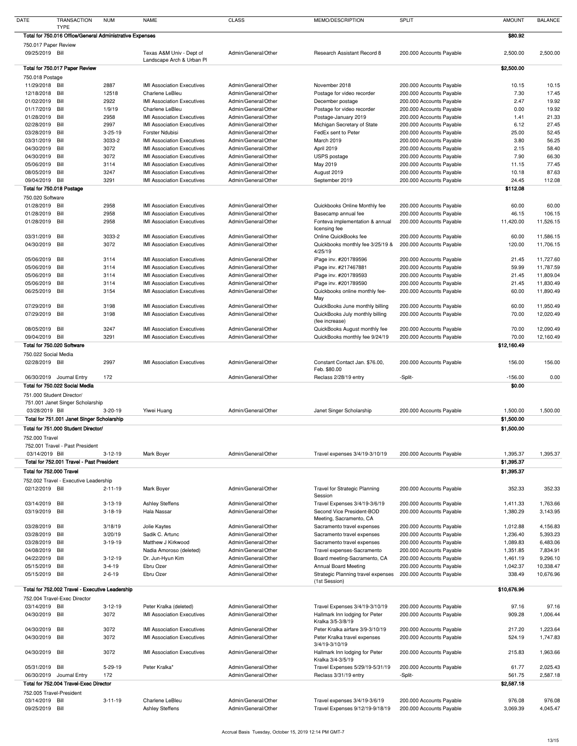| DATE | TRANSACTION TYPE | NUM | NAME | CLASS | MEMO/DESCRIPTION | SPLIT | AMOUNT | BALANCE |
|---|---|---|---|---|---|---|---|---|
| **Total for 750.016 Office/General Administrative Expenses** | | | | | | | **$80.92** | |
| 750.017 Paper Review | | | | | | | | |
| 09/25/2019 | Bill | | Texas A&M Univ - Dept of Landscape Arch & Urban Pl | Admin/General/Other | Research Assistant Record 8 | 200.000 Accounts Payable | 2,500.00 | 2,500.00 |
| **Total for 750.017 Paper Review** | | | | | | | **$2,500.00** | |
| 750.018 Postage | | | | | | | | |
| 11/29/2018 | Bill | 2887 | IMI Association Executives | Admin/General/Other | November 2018 | 200.000 Accounts Payable | 10.15 | 10.15 |
| 12/18/2018 | Bill | 12518 | Charlene LeBleu | Admin/General/Other | Postage for video recorder | 200.000 Accounts Payable | 7.30 | 17.45 |
| 01/02/2019 | Bill | 2922 | IMI Association Executives | Admin/General/Other | December postage | 200.000 Accounts Payable | 2.47 | 19.92 |
| 01/17/2019 | Bill | 1/9/19 | Charlene LeBleu | Admin/General/Other | Postage for video recorder | 200.000 Accounts Payable | 0.00 | 19.92 |
| 01/28/2019 | Bill | 2958 | IMI Association Executives | Admin/General/Other | Postage-January 2019 | 200.000 Accounts Payable | 1.41 | 21.33 |
| 02/28/2019 | Bill | 2997 | IMI Association Executives | Admin/General/Other | Michigan Secretary of State | 200.000 Accounts Payable | 6.12 | 27.45 |
| 03/28/2019 | Bill | 3-25-19 | Forster Ndubisi | Admin/General/Other | FedEx sent to Peter | 200.000 Accounts Payable | 25.00 | 52.45 |
| 03/31/2019 | Bill | 3033-2 | IMI Association Executives | Admin/General/Other | March 2019 | 200.000 Accounts Payable | 3.80 | 56.25 |
| 04/30/2019 | Bill | 3072 | IMI Association Executives | Admin/General/Other | April 2019 | 200.000 Accounts Payable | 2.15 | 58.40 |
| 04/30/2019 | Bill | 3072 | IMI Association Executives | Admin/General/Other | USPS postage | 200.000 Accounts Payable | 7.90 | 66.30 |
| 05/06/2019 | Bill | 3114 | IMI Association Executives | Admin/General/Other | May 2019 | 200.000 Accounts Payable | 11.15 | 77.45 |
| 08/05/2019 | Bill | 3247 | IMI Association Executives | Admin/General/Other | August 2019 | 200.000 Accounts Payable | 10.18 | 87.63 |
| 09/04/2019 | Bill | 3291 | IMI Association Executives | Admin/General/Other | September 2019 | 200.000 Accounts Payable | 24.45 | 112.08 |
| **Total for 750.018 Postage** | | | | | | | **$112.08** | |
| 750.020 Software | | | | | | | | |
| 01/28/2019 | Bill | 2958 | IMI Association Executives | Admin/General/Other | Quickbooks Online Monthly fee | 200.000 Accounts Payable | 60.00 | 60.00 |
| 01/28/2019 | Bill | 2958 | IMI Association Executives | Admin/General/Other | Basecamp annual fee | 200.000 Accounts Payable | 46.15 | 106.15 |
| 01/28/2019 | Bill | 2958 | IMI Association Executives | Admin/General/Other | Fonteva implementation & annual licensing fee | 200.000 Accounts Payable | 11,420.00 | 11,526.15 |
| 03/31/2019 | Bill | 3033-2 | IMI Association Executives | Admin/General/Other | Online QuickBooks fee | 200.000 Accounts Payable | 60.00 | 11,586.15 |
| 04/30/2019 | Bill | 3072 | IMI Association Executives | Admin/General/Other | Quickbooks monthly fee 3/25/19 & 4/25/19 | 200.000 Accounts Payable | 120.00 | 11,706.15 |
| 05/06/2019 | Bill | 3114 | IMI Association Executives | Admin/General/Other | iPage inv. #201789596 | 200.000 Accounts Payable | 21.45 | 11,727.60 |
| 05/06/2019 | Bill | 3114 | IMI Association Executives | Admin/General/Other | iPage inv. #217467881 | 200.000 Accounts Payable | 59.99 | 11,787.59 |
| 05/06/2019 | Bill | 3114 | IMI Association Executives | Admin/General/Other | iPage inv. #201789593 | 200.000 Accounts Payable | 21.45 | 11,809.04 |
| 05/06/2019 | Bill | 3114 | IMI Association Executives | Admin/General/Other | iPage inv. #201789590 | 200.000 Accounts Payable | 21.45 | 11,830.49 |
| 06/25/2019 | Bill | 3154 | IMI Association Executives | Admin/General/Other | Quickbooks online monthly fee-May | 200.000 Accounts Payable | 60.00 | 11,890.49 |
| 07/29/2019 | Bill | 3198 | IMI Association Executives | Admin/General/Other | QuickBooks June monthly billing | 200.000 Accounts Payable | 60.00 | 11,950.49 |
| 07/29/2019 | Bill | 3198 | IMI Association Executives | Admin/General/Other | QuickBooks July monthly billing (fee increase) | 200.000 Accounts Payable | 70.00 | 12,020.49 |
| 08/05/2019 | Bill | 3247 | IMI Association Executives | Admin/General/Other | QuickBooks August monthly fee | 200.000 Accounts Payable | 70.00 | 12,090.49 |
| 09/04/2019 | Bill | 3291 | IMI Association Executives | Admin/General/Other | QuickBooks monthly fee 9/24/19 | 200.000 Accounts Payable | 70.00 | 12,160.49 |
| **Total for 750.020 Software** | | | | | | | **$12,160.49** | |
| 750.022 Social Media | | | | | | | | |
| 02/28/2019 | Bill | 2997 | IMI Association Executives | Admin/General/Other | Constant Contact Jan. $76.00, Feb. $80.00 | 200.000 Accounts Payable | 156.00 | 156.00 |
| 06/30/2019 | Journal Entry | 172 | | Admin/General/Other | Reclass 2/28/19 entry | -Split- | -156.00 | 0.00 |
| **Total for 750.022 Social Media** | | | | | | | **$0.00** | |
| 751.000 Student Director/ | | | | | | | | |
| 751.001 Janet Singer Scholarship | | | | | | | | |
| 03/28/2019 | Bill | 3-20-19 | Yiwei Huang | Admin/General/Other | Janet Singer Scholarship | 200.000 Accounts Payable | 1,500.00 | 1,500.00 |
| **Total for 751.001 Janet Singer Scholarship** | | | | | | | **$1,500.00** | |
| **Total for 751.000 Student Director/** | | | | | | | **$1,500.00** | |
| 752.000 Travel | | | | | | | | |
| 752.001 Travel - Past President | | | | | | | | |
| 03/14/2019 | Bill | 3-12-19 | Mark Boyer | Admin/General/Other | Travel expenses 3/4/19-3/10/19 | 200.000 Accounts Payable | 1,395.37 | 1,395.37 |
| **Total for 752.001 Travel - Past President** | | | | | | | **$1,395.37** | |
| **Total for 752.000 Travel** | | | | | | | **$1,395.37** | |
| 752.002 Travel - Executive Leadership | | | | | | | | |
| 02/12/2019 | Bill | 2-11-19 | Mark Boyer | Admin/General/Other | Travel for Strategic Planning Session | 200.000 Accounts Payable | 352.33 | 352.33 |
| 03/14/2019 | Bill | 3-13-19 | Ashley Steffens | Admin/General/Other | Travel Expenses 3/4/19-3/6/19 | 200.000 Accounts Payable | 1,411.33 | 1,763.66 |
| 03/19/2019 | Bill | 3-18-19 | Hala Nassar | Admin/General/Other | Second Vice President-BOD Meeting, Sacramento, CA | 200.000 Accounts Payable | 1,380.29 | 3,143.95 |
| 03/28/2019 | Bill | 3/18/19 | Jolie Kaytes | Admin/General/Other | Sacramento travel expenses | 200.000 Accounts Payable | 1,012.88 | 4,156.83 |
| 03/28/2019 | Bill | 3/20/19 | Sadik C. Artunc | Admin/General/Other | Sacramento travel expenses | 200.000 Accounts Payable | 1,236.40 | 5,393.23 |
| 03/28/2019 | Bill | 3-19-19 | Matthew J Kirkwood | Admin/General/Other | Sacramento travel expenses | 200.000 Accounts Payable | 1,089.83 | 6,483.06 |
| 04/08/2019 | Bill | | Nadia Amoroso (deleted) | Admin/General/Other | Travel expenses-Sacramento | 200.000 Accounts Payable | 1,351.85 | 7,834.91 |
| 04/22/2019 | Bill | 3-12-19 | Dr. Jun-Hyun Kim | Admin/General/Other | Board meeting-Sacramento, CA | 200.000 Accounts Payable | 1,461.19 | 9,296.10 |
| 05/15/2019 | Bill | 3-4-19 | Ebru Ozer | Admin/General/Other | Annual Board Meeting | 200.000 Accounts Payable | 1,042.37 | 10,338.47 |
| 05/15/2019 | Bill | 2-6-19 | Ebru Ozer | Admin/General/Other | Strategic Planning travel expenses (1st Session) | 200.000 Accounts Payable | 338.49 | 10,676.96 |
| **Total for 752.002 Travel - Executive Leadership** | | | | | | | **$10,676.96** | |
| 752.004 Travel-Exec Director | | | | | | | | |
| 03/14/2019 | Bill | 3-12-19 | Peter Kralka (deleted) | Admin/General/Other | Travel Expenses 3/4/19-3/10/19 | 200.000 Accounts Payable | 97.16 | 97.16 |
| 04/30/2019 | Bill | 3072 | IMI Association Executives | Admin/General/Other | Hallmark Inn lodging for Peter Kralka 3/5-3/8/19 | 200.000 Accounts Payable | 909.28 | 1,006.44 |
| 04/30/2019 | Bill | 3072 | IMI Association Executives | Admin/General/Other | Peter Kralka airfare 3/9-3/10/19 | 200.000 Accounts Payable | 217.20 | 1,223.64 |
| 04/30/2019 | Bill | 3072 | IMI Association Executives | Admin/General/Other | Peter Kralka travel expenses 3/4/19-3/10/19 | 200.000 Accounts Payable | 524.19 | 1,747.83 |
| 04/30/2019 | Bill | 3072 | IMI Association Executives | Admin/General/Other | Hallmark Inn lodging for Peter Kralka 3/4-3/5/19 | 200.000 Accounts Payable | 215.83 | 1,963.66 |
| 05/31/2019 | Bill | 5-29-19 | Peter Kralka* | Admin/General/Other | Travel Expenses 5/29/19-5/31/19 | 200.000 Accounts Payable | 61.77 | 2,025.43 |
| 06/30/2019 | Journal Entry | 172 | | Admin/General/Other | Reclass 3/31/19 entry | -Split- | 561.75 | 2,587.18 |
| **Total for 752.004 Travel-Exec Director** | | | | | | | **$2,587.18** | |
| 752.005 Travel-President | | | | | | | | |
| 03/14/2019 | Bill | 3-11-19 | Charlene LeBleu | Admin/General/Other | Travel expenses 3/4/19-3/6/19 | 200.000 Accounts Payable | 976.08 | 976.08 |
| 09/25/2019 | Bill | | Ashley Steffens | Admin/General/Other | Travel Expenses 9/12/19-9/18/19 | 200.000 Accounts Payable | 3,069.39 | 4,045.47 |

Accrual Basis Tuesday, October 15, 2019 12:14 PM GMT-7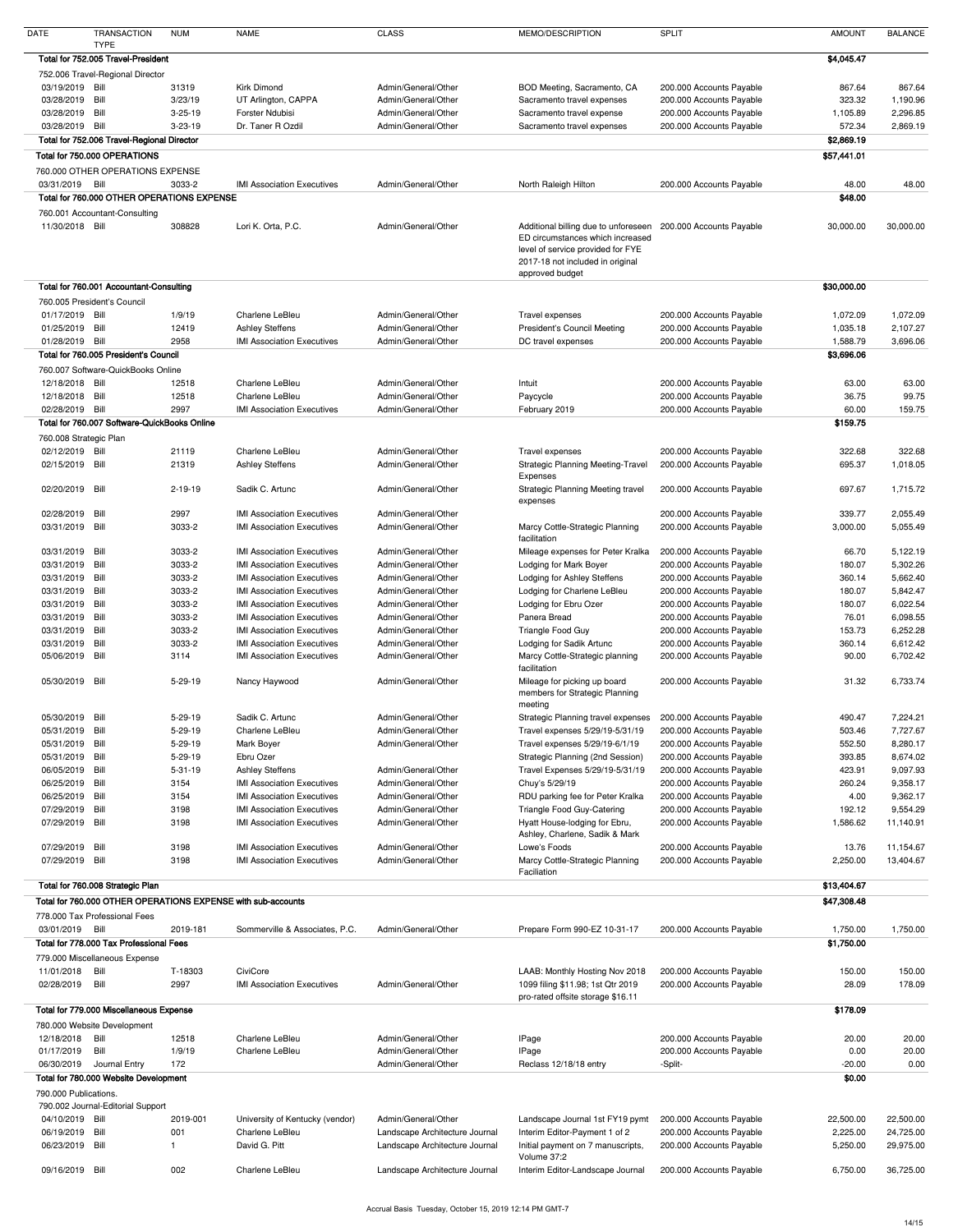| DATE | TRANSACTION TYPE | NUM | NAME | CLASS | MEMO/DESCRIPTION | SPLIT | AMOUNT | BALANCE |
|---|---|---|---|---|---|---|---|---|
| **Total for 752.005 Travel-President** | | | | | | | **$4,045.47** | |
| 752.006 Travel-Regional Director | | | | | | | | |
| 03/19/2019 | Bill | 31319 | Kirk Dimond | Admin/General/Other | BOD Meeting, Sacramento, CA | 200.000 Accounts Payable | 867.64 | 867.64 |
| 03/28/2019 | Bill | 3/23/19 | UT Arlington, CAPPA | Admin/General/Other | Sacramento travel expenses | 200.000 Accounts Payable | 323.32 | 1,190.96 |
| 03/28/2019 | Bill | 3-25-19 | Forster Ndubisi | Admin/General/Other | Sacramento travel expense | 200.000 Accounts Payable | 1,105.89 | 2,296.85 |
| 03/28/2019 | Bill | 3-23-19 | Dr. Taner R Ozdil | Admin/General/Other | Sacramento travel expenses | 200.000 Accounts Payable | 572.34 | 2,869.19 |
| **Total for 752.006 Travel-Regional Director** | | | | | | | **$2,869.19** | |
| **Total for 750.000 OPERATIONS** | | | | | | | **$57,441.01** | |
| 760.000 OTHER OPERATIONS EXPENSE | | | | | | | | |
| 03/31/2019 | Bill | 3033-2 | IMI Association Executives | Admin/General/Other | North Raleigh Hilton | 200.000 Accounts Payable | 48.00 | 48.00 |
| **Total for 760.000 OTHER OPERATIONS EXPENSE** | | | | | | | **$48.00** | |
| 760.001 Accountant-Consulting | | | | | | | | |
| 11/30/2018 | Bill | 308828 | Lori K. Orta, P.C. | Admin/General/Other | Additional billing due to unforeseen ED circumstances which increased level of service provided for FYE 2017-18 not included in original approved budget | 200.000 Accounts Payable | 30,000.00 | 30,000.00 |
| **Total for 760.001 Accountant-Consulting** | | | | | | | **$30,000.00** | |
| 760.005 President's Council | | | | | | | | |
| 01/17/2019 | Bill | 1/9/19 | Charlene LeBleu | Admin/General/Other | Travel expenses | 200.000 Accounts Payable | 1,072.09 | 1,072.09 |
| 01/25/2019 | Bill | 12419 | Ashley Steffens | Admin/General/Other | President's Council Meeting | 200.000 Accounts Payable | 1,035.18 | 2,107.27 |
| 01/28/2019 | Bill | 2958 | IMI Association Executives | Admin/General/Other | DC travel expenses | 200.000 Accounts Payable | 1,588.79 | 3,696.06 |
| **Total for 760.005 President's Council** | | | | | | | **$3,696.06** | |
| 760.007 Software-QuickBooks Online | | | | | | | | |
| 12/18/2018 | Bill | 12518 | Charlene LeBleu | Admin/General/Other | Intuit | 200.000 Accounts Payable | 63.00 | 63.00 |
| 12/18/2018 | Bill | 12518 | Charlene LeBleu | Admin/General/Other | Paycycle | 200.000 Accounts Payable | 36.75 | 99.75 |
| 02/28/2019 | Bill | 2997 | IMI Association Executives | Admin/General/Other | February 2019 | 200.000 Accounts Payable | 60.00 | 159.75 |
| **Total for 760.007 Software-QuickBooks Online** | | | | | | | **$159.75** | |
| 760.008 Strategic Plan | | | | | | | | |
| 02/12/2019 | Bill | 21119 | Charlene LeBleu | Admin/General/Other | Travel expenses | 200.000 Accounts Payable | 322.68 | 322.68 |
| 02/15/2019 | Bill | 21319 | Ashley Steffens | Admin/General/Other | Strategic Planning Meeting-Travel Expenses | 200.000 Accounts Payable | 695.37 | 1,018.05 |
| 02/20/2019 | Bill | 2-19-19 | Sadik C. Artunc | Admin/General/Other | Strategic Planning Meeting travel expenses | 200.000 Accounts Payable | 697.67 | 1,715.72 |
| 02/28/2019 | Bill | 2997 | IMI Association Executives | Admin/General/Other | | 200.000 Accounts Payable | 339.77 | 2,055.49 |
| 03/31/2019 | Bill | 3033-2 | IMI Association Executives | Admin/General/Other | Marcy Cottle-Strategic Planning facilitation | 200.000 Accounts Payable | 3,000.00 | 5,055.49 |
| 03/31/2019 | Bill | 3033-2 | IMI Association Executives | Admin/General/Other | Mileage expenses for Peter Kralka | 200.000 Accounts Payable | 66.70 | 5,122.19 |
| 03/31/2019 | Bill | 3033-2 | IMI Association Executives | Admin/General/Other | Lodging for Mark Boyer | 200.000 Accounts Payable | 180.07 | 5,302.26 |
| 03/31/2019 | Bill | 3033-2 | IMI Association Executives | Admin/General/Other | Lodging for Ashley Steffens | 200.000 Accounts Payable | 360.14 | 5,662.40 |
| 03/31/2019 | Bill | 3033-2 | IMI Association Executives | Admin/General/Other | Lodging for Charlene LeBleu | 200.000 Accounts Payable | 180.07 | 5,842.47 |
| 03/31/2019 | Bill | 3033-2 | IMI Association Executives | Admin/General/Other | Lodging for Ebru Ozer | 200.000 Accounts Payable | 180.07 | 6,022.54 |
| 03/31/2019 | Bill | 3033-2 | IMI Association Executives | Admin/General/Other | Panera Bread | 200.000 Accounts Payable | 76.01 | 6,098.55 |
| 03/31/2019 | Bill | 3033-2 | IMI Association Executives | Admin/General/Other | Triangle Food Guy | 200.000 Accounts Payable | 153.73 | 6,252.28 |
| 03/31/2019 | Bill | 3033-2 | IMI Association Executives | Admin/General/Other | Lodging for Sadik Artunc | 200.000 Accounts Payable | 360.14 | 6,612.42 |
| 05/06/2019 | Bill | 3114 | IMI Association Executives | Admin/General/Other | Marcy Cottle-Strategic planning facilitation | 200.000 Accounts Payable | 90.00 | 6,702.42 |
| 05/30/2019 | Bill | 5-29-19 | Nancy Haywood | Admin/General/Other | Mileage for picking up board members for Strategic Planning meeting | 200.000 Accounts Payable | 31.32 | 6,733.74 |
| 05/30/2019 | Bill | 5-29-19 | Sadik C. Artunc | Admin/General/Other | Strategic Planning travel expenses | 200.000 Accounts Payable | 490.47 | 7,224.21 |
| 05/31/2019 | Bill | 5-29-19 | Charlene LeBleu | Admin/General/Other | Travel expenses 5/29/19-5/31/19 | 200.000 Accounts Payable | 503.46 | 7,727.67 |
| 05/31/2019 | Bill | 5-29-19 | Mark Boyer | Admin/General/Other | Travel expenses 5/29/19-6/1/19 | 200.000 Accounts Payable | 552.50 | 8,280.17 |
| 05/31/2019 | Bill | 5-29-19 | Ebru Ozer | | Strategic Planning (2nd Session) | 200.000 Accounts Payable | 393.85 | 8,674.02 |
| 06/05/2019 | Bill | 5-31-19 | Ashley Steffens | Admin/General/Other | Travel Expenses 5/29/19-5/31/19 | 200.000 Accounts Payable | 423.91 | 9,097.93 |
| 06/25/2019 | Bill | 3154 | IMI Association Executives | Admin/General/Other | Chuy's 5/29/19 | 200.000 Accounts Payable | 260.24 | 9,358.17 |
| 06/25/2019 | Bill | 3154 | IMI Association Executives | Admin/General/Other | RDU parking fee for Peter Kralka | 200.000 Accounts Payable | 4.00 | 9,362.17 |
| 07/29/2019 | Bill | 3198 | IMI Association Executives | Admin/General/Other | Triangle Food Guy-Catering | 200.000 Accounts Payable | 192.12 | 9,554.29 |
| 07/29/2019 | Bill | 3198 | IMI Association Executives | Admin/General/Other | Hyatt House-lodging for Ebru, Ashley, Charlene, Sadik & Mark | 200.000 Accounts Payable | 1,586.62 | 11,140.91 |
| 07/29/2019 | Bill | 3198 | IMI Association Executives | Admin/General/Other | Lowe's Foods | 200.000 Accounts Payable | 13.76 | 11,154.67 |
| 07/29/2019 | Bill | 3198 | IMI Association Executives | Admin/General/Other | Marcy Cottle-Strategic Planning Faciliation | 200.000 Accounts Payable | 2,250.00 | 13,404.67 |
| **Total for 760.008 Strategic Plan** | | | | | | | **$13,404.67** | |
| **Total for 760.000 OTHER OPERATIONS EXPENSE with sub-accounts** | | | | | | | **$47,308.48** | |
| 778.000 Tax Professional Fees | | | | | | | | |
| 03/01/2019 | Bill | 2019-181 | Sommerville & Associates, P.C. | Admin/General/Other | Prepare Form 990-EZ 10-31-17 | 200.000 Accounts Payable | 1,750.00 | 1,750.00 |
| **Total for 778.000 Tax Professional Fees** | | | | | | | **$1,750.00** | |
| 779.000 Miscellaneous Expense | | | | | | | | |
| 11/01/2018 | Bill | T-18303 | CiviCore | | LAAB: Monthly Hosting Nov 2018 | 200.000 Accounts Payable | 150.00 | 150.00 |
| 02/28/2019 | Bill | 2997 | IMI Association Executives | Admin/General/Other | 1099 filing $11.98; 1st Qtr 2019 pro-rated offsite storage $16.11 | 200.000 Accounts Payable | 28.09 | 178.09 |
| **Total for 779.000 Miscellaneous Expense** | | | | | | | **$178.09** | |
| 780.000 Website Development | | | | | | | | |
| 12/18/2018 | Bill | 12518 | Charlene LeBleu | Admin/General/Other | IPage | 200.000 Accounts Payable | 20.00 | 20.00 |
| 01/17/2019 | Bill | 1/9/19 | Charlene LeBleu | Admin/General/Other | IPage | 200.000 Accounts Payable | 0.00 | 20.00 |
| 06/30/2019 | Journal Entry | 172 | | Admin/General/Other | Reclass 12/18/18 entry | -Split- | -20.00 | 0.00 |
| **Total for 780.000 Website Development** | | | | | | | **$0.00** | |
| 790.000 Publications. | | | | | | | | |
| 790.002 Journal-Editorial Support | | | | | | | | |
| 04/10/2019 | Bill | 2019-001 | University of Kentucky (vendor) | Admin/General/Other | Landscape Journal 1st FY19 pymt | 200.000 Accounts Payable | 22,500.00 | 22,500.00 |
| 06/19/2019 | Bill | 001 | Charlene LeBleu | Landscape Architecture Journal | Interim Editor-Payment 1 of 2 | 200.000 Accounts Payable | 2,225.00 | 24,725.00 |
| 06/23/2019 | Bill | 1 | David G. Pitt | Landscape Architecture Journal | Initial payment on 7 manuscripts, Volume 37:2 | 200.000 Accounts Payable | 5,250.00 | 29,975.00 |
| 09/16/2019 | Bill | 002 | Charlene LeBleu | Landscape Architecture Journal | Interim Editor-Landscape Journal | 200.000 Accounts Payable | 6,750.00 | 36,725.00 |

Accrual Basis Tuesday, October 15, 2019 12:14 PM GMT-7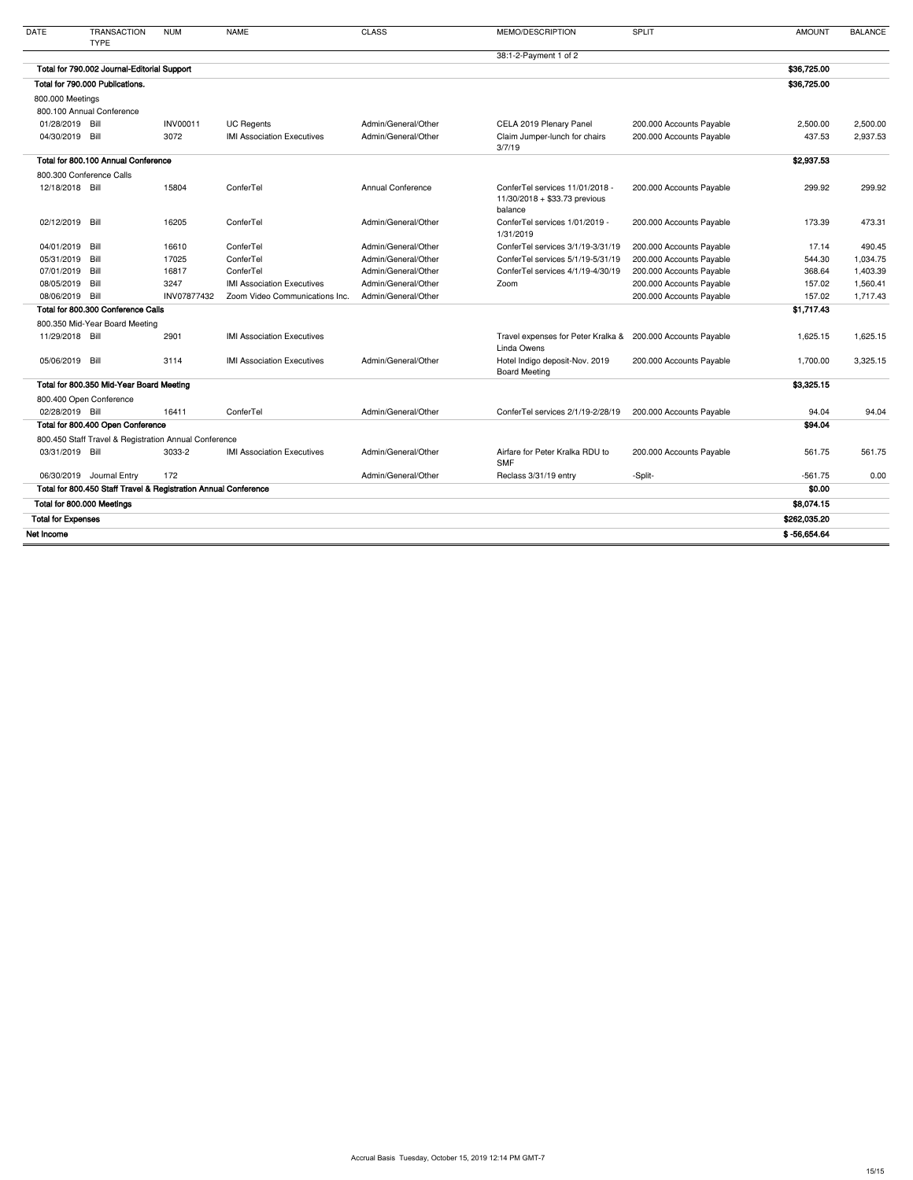| DATE | TRANSACTION TYPE | NUM | NAME | CLASS | MEMO/DESCRIPTION | SPLIT | AMOUNT | BALANCE |
|---|---|---|---|---|---|---|---|---|
| | | | | | 38:1-2-Payment 1 of 2 | | | |
| **Total for 790.002 Journal-Editorial Support** | | | | | | | **$36,725.00** | |
| **Total for 790.000 Publications.** | | | | | | | **$36,725.00** | |
| 800.000 Meetings | | | | | | | | |
| 800.100 Annual Conference | | | | | | | | |
| 01/28/2019 | Bill | INV00011 | UC Regents | Admin/General/Other | CELA 2019 Plenary Panel | 200.000 Accounts Payable | 2,500.00 | 2,500.00 |
| 04/30/2019 | Bill | 3072 | IMI Association Executives | Admin/General/Other | Claim Jumper-lunch for chairs 3/7/19 | 200.000 Accounts Payable | 437.53 | 2,937.53 |
| **Total for 800.100 Annual Conference** | | | | | | | **$2,937.53** | |
| 800.300 Conference Calls | | | | | | | | |
| 12/18/2018 | Bill | 15804 | ConferTel | Annual Conference | ConferTel services 11/01/2018 - 11/30/2018 + $33.73 previous balance | 200.000 Accounts Payable | 299.92 | 299.92 |
| 02/12/2019 | Bill | 16205 | ConferTel | Admin/General/Other | ConferTel services 1/01/2019 - 1/31/2019 | 200.000 Accounts Payable | 173.39 | 473.31 |
| 04/01/2019 | Bill | 16610 | ConferTel | Admin/General/Other | ConferTel services 3/1/19-3/31/19 | 200.000 Accounts Payable | 17.14 | 490.45 |
| 05/31/2019 | Bill | 17025 | ConferTel | Admin/General/Other | ConferTel services 5/1/19-5/31/19 | 200.000 Accounts Payable | 544.30 | 1,034.75 |
| 07/01/2019 | Bill | 16817 | ConferTel | Admin/General/Other | ConferTel services 4/1/19-4/30/19 | 200.000 Accounts Payable | 368.64 | 1,403.39 |
| 08/05/2019 | Bill | 3247 | IMI Association Executives | Admin/General/Other | Zoom | 200.000 Accounts Payable | 157.02 | 1,560.41 |
| 08/06/2019 | Bill | INV07877432 | Zoom Video Communications Inc. | Admin/General/Other | | 200.000 Accounts Payable | 157.02 | 1,717.43 |
| **Total for 800.300 Conference Calls** | | | | | | | **$1,717.43** | |
| 800.350 Mid-Year Board Meeting | | | | | | | | |
| 11/29/2018 | Bill | 2901 | IMI Association Executives | | Travel expenses for Peter Kralka & Linda Owens | 200.000 Accounts Payable | 1,625.15 | 1,625.15 |
| 05/06/2019 | Bill | 3114 | IMI Association Executives | Admin/General/Other | Hotel Indigo deposit-Nov. 2019 Board Meeting | 200.000 Accounts Payable | 1,700.00 | 3,325.15 |
| **Total for 800.350 Mid-Year Board Meeting** | | | | | | | **$3,325.15** | |
| 800.400 Open Conference | | | | | | | | |
| 02/28/2019 | Bill | 16411 | ConferTel | Admin/General/Other | ConferTel services 2/1/19-2/28/19 | 200.000 Accounts Payable | 94.04 | 94.04 |
| **Total for 800.400 Open Conference** | | | | | | | **$94.04** | |
| 800.450 Staff Travel & Registration Annual Conference | | | | | | | | |
| 03/31/2019 | Bill | 3033-2 | IMI Association Executives | Admin/General/Other | Airfare for Peter Kralka RDU to SMF | 200.000 Accounts Payable | 561.75 | 561.75 |
| 06/30/2019 | Journal Entry | 172 | | Admin/General/Other | Reclass 3/31/19 entry | -Split- | -561.75 | 0.00 |
| **Total for 800.450 Staff Travel & Registration Annual Conference** | | | | | | | **$0.00** | |
| **Total for 800.000 Meetings** | | | | | | | **$8,074.15** | |
| **Total for Expenses** | | | | | | | **$262,035.20** | |
| **Net Income** | | | | | | | **$ -56,654.64** | |

Accrual Basis Tuesday, October 15, 2019 12:14 PM GMT-7